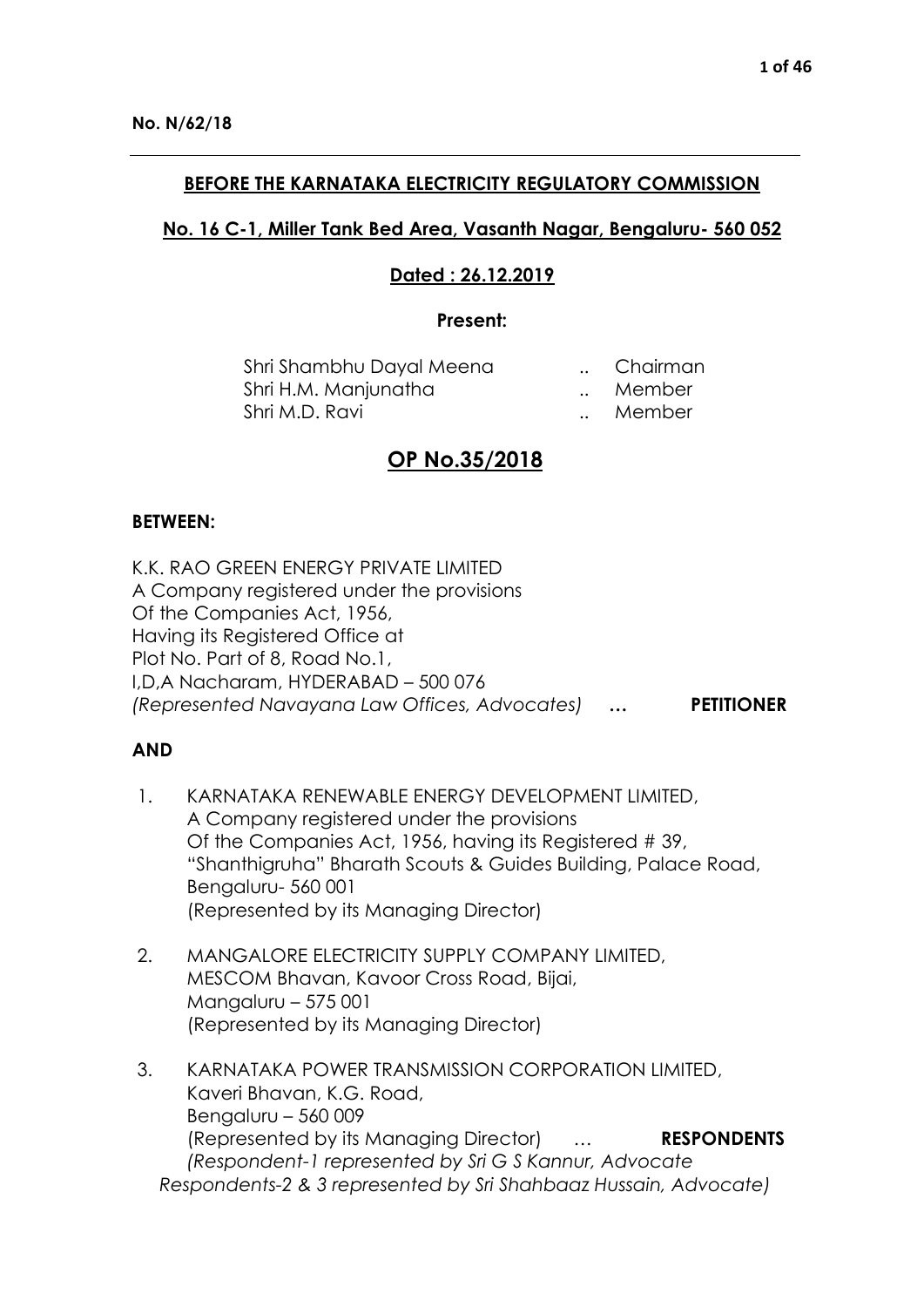**No. N/62/18**

---

**BEFORE THE KARNATAKA ELECTRICITY REGULATORY COMMISSION**

**No. 16 C-1, Miller Tank Bed Area, Vasanth Nagar, Bengaluru- 560 052**

**Dated : 26.12.2019**

**Present:**

Shri Shambhu Dayal Meena .. Chairman
Shri H.M. Manjunatha .. Member
Shri M.D. Ravi .. Member

# OP No.35/2018

**BETWEEN:**

K.K. RAO GREEN ENERGY PRIVATE LIMITED
A Company registered under the provisions
Of the Companies Act, 1956,
Having its Registered Office at
Plot No. Part of 8, Road No.1,
I,D,A Nacharam, HYDERABAD – 500 076
*(Represented Navayana Law Offices, Advocates)* … **PETITIONER**

**AND**

1. KARNATAKA RENEWABLE ENERGY DEVELOPMENT LIMITED,
   A Company registered under the provisions
   Of the Companies Act, 1956, having its Registered # 39,
   "Shanthigruha" Bharath Scouts & Guides Building, Palace Road,
   Bengaluru- 560 001
   (Represented by its Managing Director)

2. MANGALORE ELECTRICITY SUPPLY COMPANY LIMITED,
   MESCOM Bhavan, Kavoor Cross Road, Bijai,
   Mangaluru – 575 001
   (Represented by its Managing Director)

3. KARNATAKA POWER TRANSMISSION CORPORATION LIMITED,
   Kaveri Bhavan, K.G. Road,
   Bengaluru – 560 009
   (Represented by its Managing Director) … **RESPONDENTS**
   *(Respondent-1 represented by Sri G S Kannur, Advocate
   Respondents-2 & 3 represented by Sri Shahbaaz Hussain, Advocate)*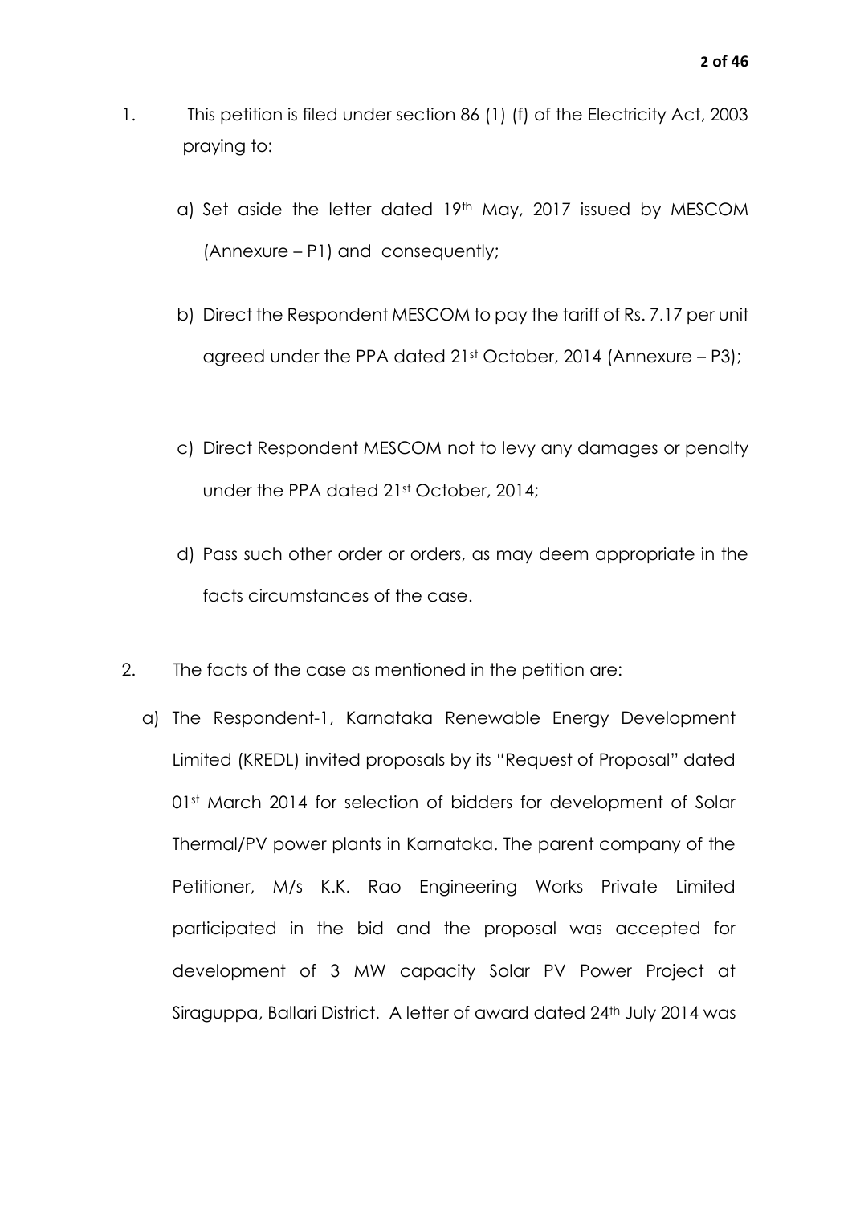1. This petition is filed under section 86 (1) (f) of the Electricity Act, 2003 praying to:

   a) Set aside the letter dated 19th May, 2017 issued by MESCOM (Annexure – P1) and consequently;

   b) Direct the Respondent MESCOM to pay the tariff of Rs. 7.17 per unit agreed under the PPA dated 21st October, 2014 (Annexure – P3);

   c) Direct Respondent MESCOM not to levy any damages or penalty under the PPA dated 21st October, 2014;

   d) Pass such other order or orders, as may deem appropriate in the facts circumstances of the case.

2. The facts of the case as mentioned in the petition are:

   a) The Respondent-1, Karnataka Renewable Energy Development Limited (KREDL) invited proposals by its "Request of Proposal" dated 01st March 2014 for selection of bidders for development of Solar Thermal/PV power plants in Karnataka. The parent company of the Petitioner, M/s K.K. Rao Engineering Works Private Limited participated in the bid and the proposal was accepted for development of 3 MW capacity Solar PV Power Project at Siraguppa, Ballari District. A letter of award dated 24th July 2014 was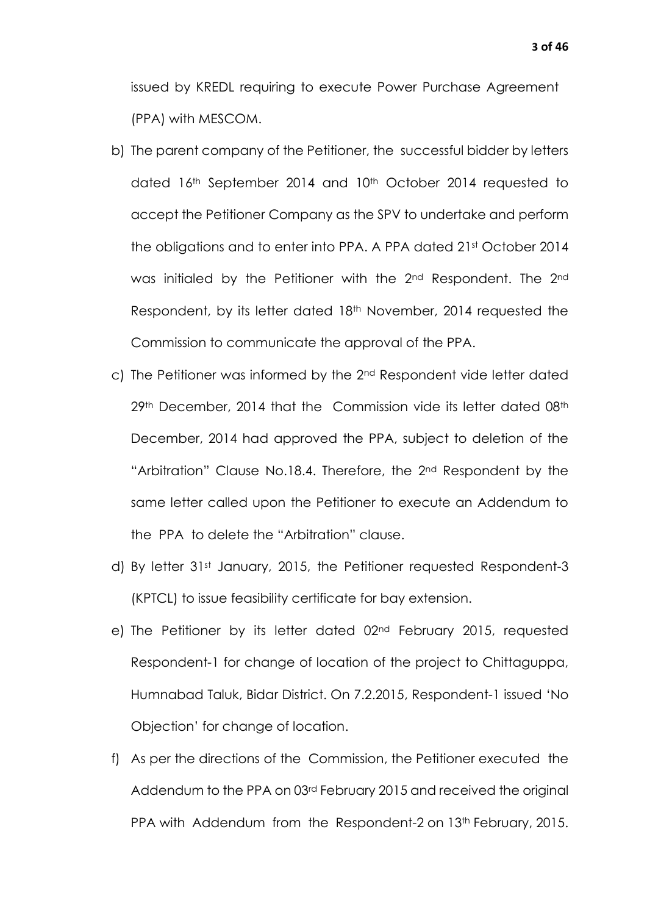issued by KREDL requiring to execute Power Purchase Agreement (PPA) with MESCOM.

b) The parent company of the Petitioner, the successful bidder by letters dated 16th September 2014 and 10th October 2014 requested to accept the Petitioner Company as the SPV to undertake and perform the obligations and to enter into PPA. A PPA dated 21st October 2014 was initialed by the Petitioner with the 2nd Respondent. The 2nd Respondent, by its letter dated 18th November, 2014 requested the Commission to communicate the approval of the PPA.

c) The Petitioner was informed by the 2nd Respondent vide letter dated 29th December, 2014 that the Commission vide its letter dated 08th December, 2014 had approved the PPA, subject to deletion of the "Arbitration" Clause No.18.4. Therefore, the 2nd Respondent by the same letter called upon the Petitioner to execute an Addendum to the PPA to delete the "Arbitration" clause.

d) By letter 31st January, 2015, the Petitioner requested Respondent-3 (KPTCL) to issue feasibility certificate for bay extension.

e) The Petitioner by its letter dated 02nd February 2015, requested Respondent-1 for change of location of the project to Chittaguppa, Humnabad Taluk, Bidar District. On 7.2.2015, Respondent-1 issued 'No Objection' for change of location.

f) As per the directions of the Commission, the Petitioner executed the Addendum to the PPA on 03rd February 2015 and received the original PPA with Addendum from the Respondent-2 on 13th February, 2015.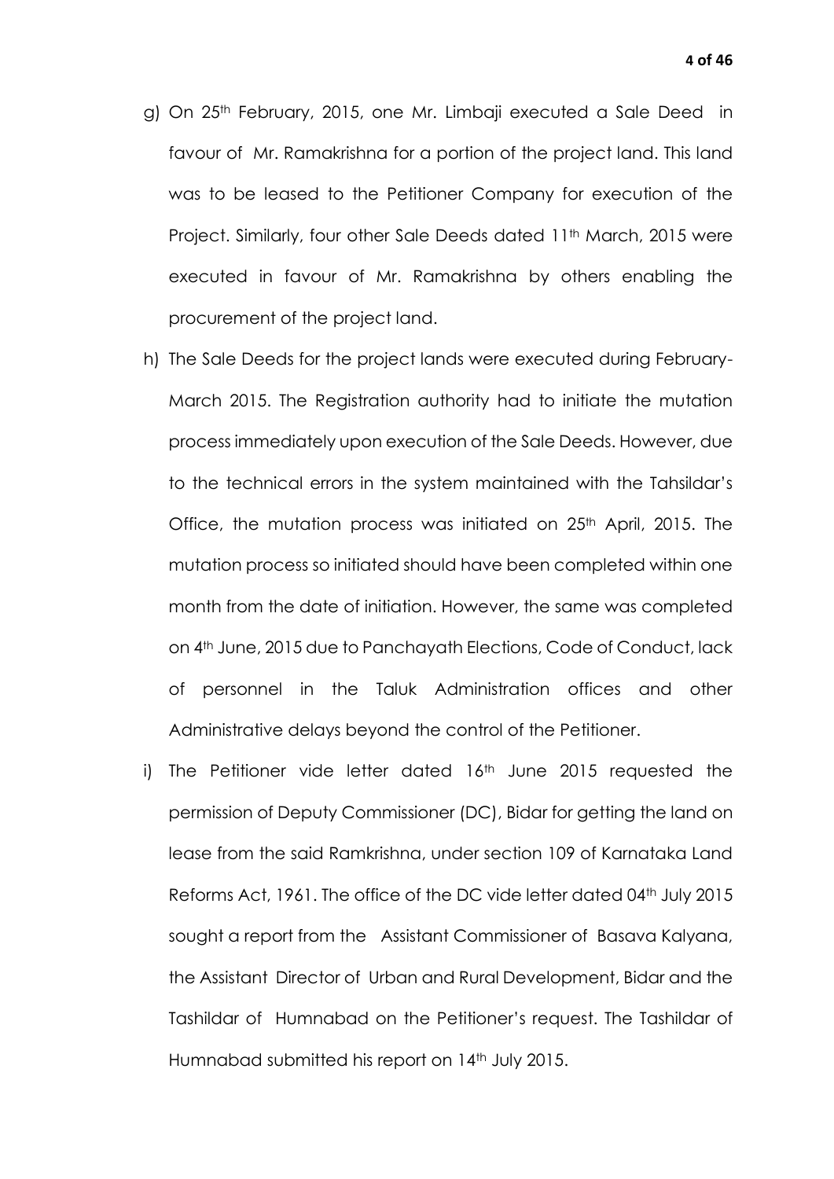g) On 25th February, 2015, one Mr. Limbaji executed a Sale Deed in favour of Mr. Ramakrishna for a portion of the project land. This land was to be leased to the Petitioner Company for execution of the Project. Similarly, four other Sale Deeds dated 11th March, 2015 were executed in favour of Mr. Ramakrishna by others enabling the procurement of the project land.

h) The Sale Deeds for the project lands were executed during February-March 2015. The Registration authority had to initiate the mutation process immediately upon execution of the Sale Deeds. However, due to the technical errors in the system maintained with the Tahsildar's Office, the mutation process was initiated on 25th April, 2015. The mutation process so initiated should have been completed within one month from the date of initiation. However, the same was completed on 4th June, 2015 due to Panchayath Elections, Code of Conduct, lack of personnel in the Taluk Administration offices and other Administrative delays beyond the control of the Petitioner.

i) The Petitioner vide letter dated 16th June 2015 requested the permission of Deputy Commissioner (DC), Bidar for getting the land on lease from the said Ramkrishna, under section 109 of Karnataka Land Reforms Act, 1961. The office of the DC vide letter dated 04th July 2015 sought a report from the Assistant Commissioner of Basava Kalyana, the Assistant Director of Urban and Rural Development, Bidar and the Tashildar of Humnabad on the Petitioner's request. The Tashildar of Humnabad submitted his report on 14th July 2015.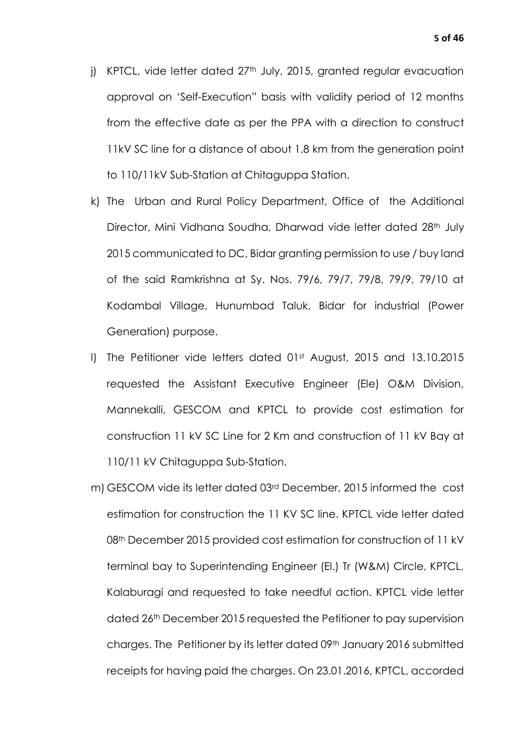j) KPTCL, vide letter dated 27th July, 2015, granted regular evacuation approval on 'Self-Execution" basis with validity period of 12 months from the effective date as per the PPA with a direction to construct 11kV SC line for a distance of about 1.8 km from the generation point to 110/11kV Sub-Station at Chitaguppa Station.

k) The Urban and Rural Policy Department, Office of the Additional Director, Mini Vidhana Soudha, Dharwad vide letter dated 28th July 2015 communicated to DC, Bidar granting permission to use / buy land of the said Ramkrishna at Sy. Nos. 79/6, 79/7, 79/8, 79/9, 79/10 at Kodambal Village, Hunumbad Taluk, Bidar for industrial (Power Generation) purpose.

l) The Petitioner vide letters dated 01st August, 2015 and 13.10.2015 requested the Assistant Executive Engineer (Ele) O&M Division, Mannekalli, GESCOM and KPTCL to provide cost estimation for construction 11 kV SC Line for 2 Km and construction of 11 kV Bay at 110/11 kV Chitaguppa Sub-Station.

m) GESCOM vide its letter dated 03rd December, 2015 informed the cost estimation for construction the 11 KV SC line. KPTCL vide letter dated 08th December 2015 provided cost estimation for construction of 11 kV terminal bay to Superintending Engineer (El.) Tr (W&M) Circle, KPTCL, Kalaburagi and requested to take needful action. KPTCL vide letter dated 26th December 2015 requested the Petitioner to pay supervision charges. The Petitioner by its letter dated 09th January 2016 submitted receipts for having paid the charges. On 23.01.2016, KPTCL, accorded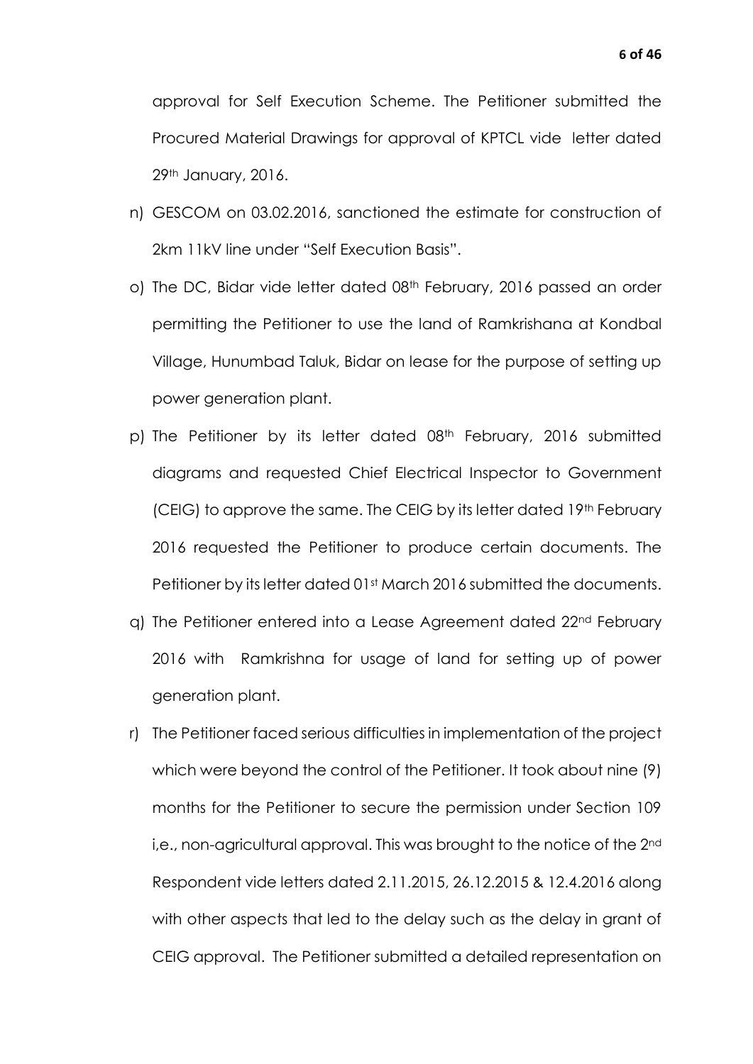approval for Self Execution Scheme. The Petitioner submitted the Procured Material Drawings for approval of KPTCL vide letter dated 29th January, 2016.

n) GESCOM on 03.02.2016, sanctioned the estimate for construction of 2km 11kV line under "Self Execution Basis".

o) The DC, Bidar vide letter dated 08th February, 2016 passed an order permitting the Petitioner to use the land of Ramkrishana at Kondbal Village, Hunumbad Taluk, Bidar on lease for the purpose of setting up power generation plant.

p) The Petitioner by its letter dated 08th February, 2016 submitted diagrams and requested Chief Electrical Inspector to Government (CEIG) to approve the same. The CEIG by its letter dated 19th February 2016 requested the Petitioner to produce certain documents. The Petitioner by its letter dated 01st March 2016 submitted the documents.

q) The Petitioner entered into a Lease Agreement dated 22nd February 2016 with Ramkrishna for usage of land for setting up of power generation plant.

r) The Petitioner faced serious difficulties in implementation of the project which were beyond the control of the Petitioner. It took about nine (9) months for the Petitioner to secure the permission under Section 109 i,e., non-agricultural approval. This was brought to the notice of the 2nd Respondent vide letters dated 2.11.2015, 26.12.2015 & 12.4.2016 along with other aspects that led to the delay such as the delay in grant of CEIG approval. The Petitioner submitted a detailed representation on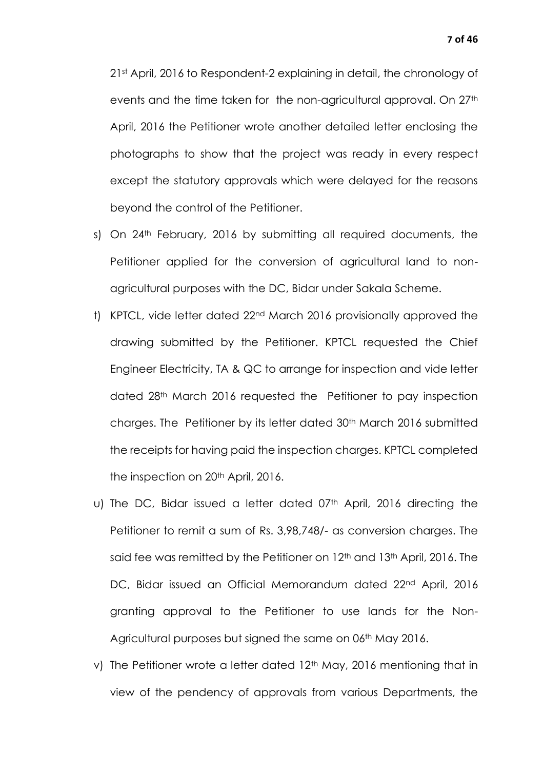21st April, 2016 to Respondent-2 explaining in detail, the chronology of events and the time taken for the non-agricultural approval. On 27th April, 2016 the Petitioner wrote another detailed letter enclosing the photographs to show that the project was ready in every respect except the statutory approvals which were delayed for the reasons beyond the control of the Petitioner.

s) On 24th February, 2016 by submitting all required documents, the Petitioner applied for the conversion of agricultural land to non-agricultural purposes with the DC, Bidar under Sakala Scheme.

t) KPTCL, vide letter dated 22nd March 2016 provisionally approved the drawing submitted by the Petitioner. KPTCL requested the Chief Engineer Electricity, TA & QC to arrange for inspection and vide letter dated 28th March 2016 requested the Petitioner to pay inspection charges. The Petitioner by its letter dated 30th March 2016 submitted the receipts for having paid the inspection charges. KPTCL completed the inspection on 20th April, 2016.

u) The DC, Bidar issued a letter dated 07th April, 2016 directing the Petitioner to remit a sum of Rs. 3,98,748/- as conversion charges. The said fee was remitted by the Petitioner on 12th and 13th April, 2016. The DC, Bidar issued an Official Memorandum dated 22nd April, 2016 granting approval to the Petitioner to use lands for the Non-Agricultural purposes but signed the same on 06th May 2016.

v) The Petitioner wrote a letter dated 12th May, 2016 mentioning that in view of the pendency of approvals from various Departments, the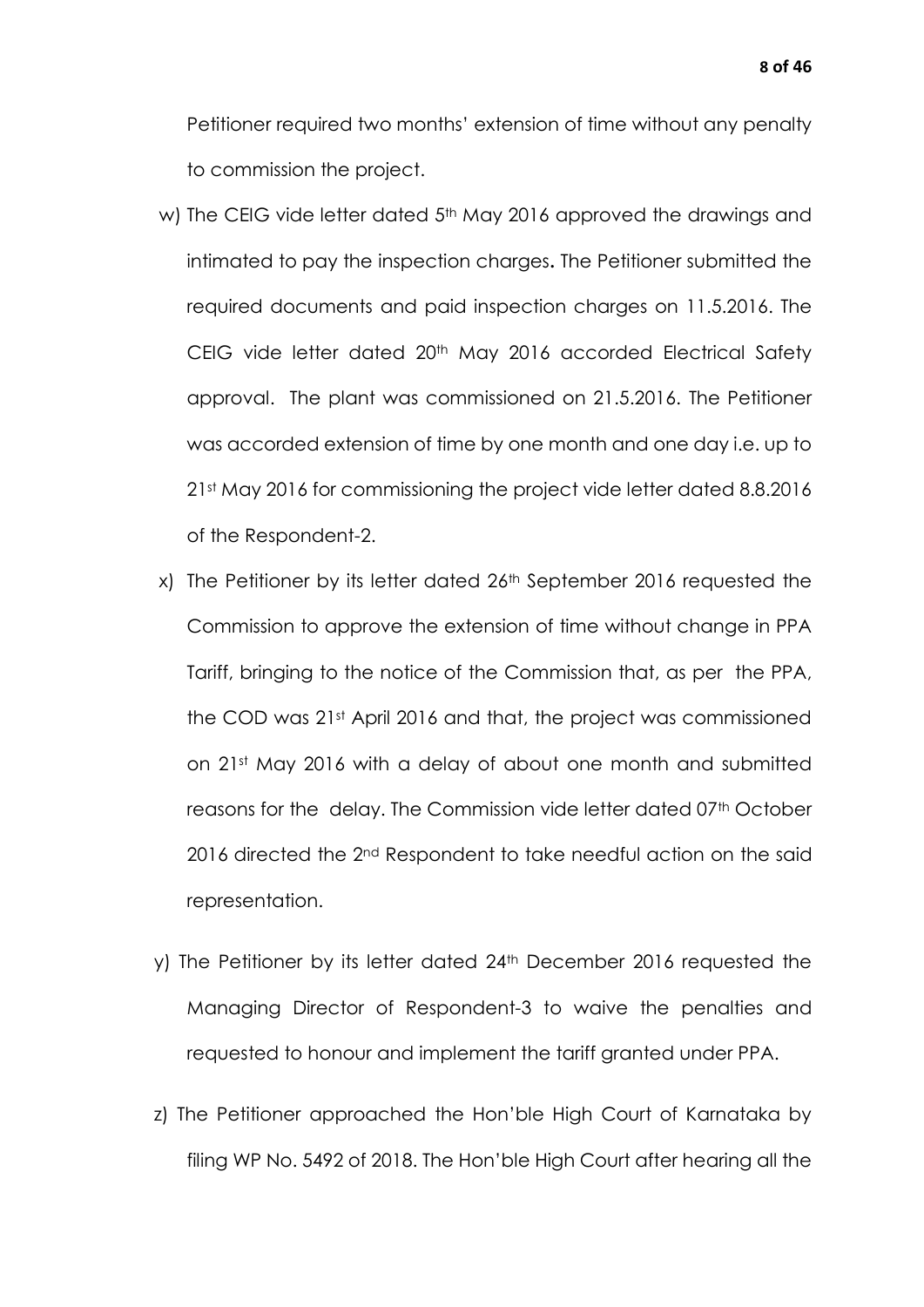Petitioner required two months' extension of time without any penalty to commission the project.

w) The CEIG vide letter dated 5th May 2016 approved the drawings and intimated to pay the inspection charges. The Petitioner submitted the required documents and paid inspection charges on 11.5.2016. The CEIG vide letter dated 20th May 2016 accorded Electrical Safety approval. The plant was commissioned on 21.5.2016. The Petitioner was accorded extension of time by one month and one day i.e. up to 21st May 2016 for commissioning the project vide letter dated 8.8.2016 of the Respondent-2.

x) The Petitioner by its letter dated 26th September 2016 requested the Commission to approve the extension of time without change in PPA Tariff, bringing to the notice of the Commission that, as per the PPA, the COD was 21st April 2016 and that, the project was commissioned on 21st May 2016 with a delay of about one month and submitted reasons for the delay. The Commission vide letter dated 07th October 2016 directed the 2nd Respondent to take needful action on the said representation.

y) The Petitioner by its letter dated 24th December 2016 requested the Managing Director of Respondent-3 to waive the penalties and requested to honour and implement the tariff granted under PPA.

z) The Petitioner approached the Hon'ble High Court of Karnataka by filing WP No. 5492 of 2018. The Hon'ble High Court after hearing all the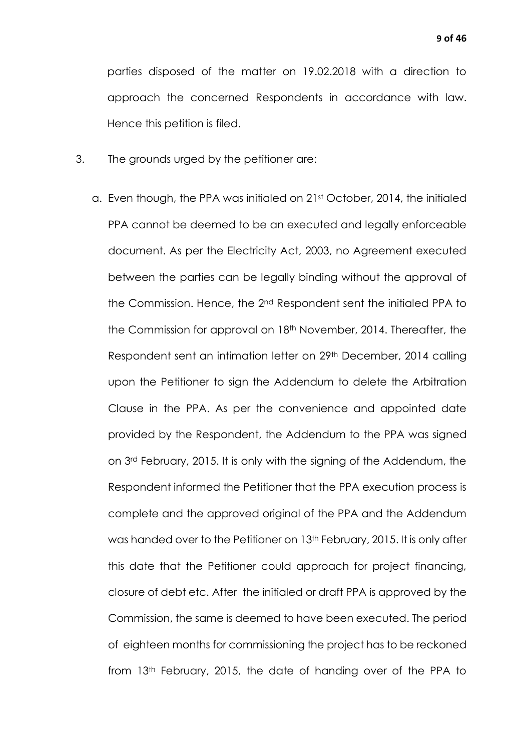parties disposed of the matter on 19.02.2018 with a direction to approach the concerned Respondents in accordance with law. Hence this petition is filed.

3. The grounds urged by the petitioner are:

   a. Even though, the PPA was initialed on 21st October, 2014, the initialed PPA cannot be deemed to be an executed and legally enforceable document. As per the Electricity Act, 2003, no Agreement executed between the parties can be legally binding without the approval of the Commission. Hence, the 2nd Respondent sent the initialed PPA to the Commission for approval on 18th November, 2014. Thereafter, the Respondent sent an intimation letter on 29th December, 2014 calling upon the Petitioner to sign the Addendum to delete the Arbitration Clause in the PPA. As per the convenience and appointed date provided by the Respondent, the Addendum to the PPA was signed on 3rd February, 2015. It is only with the signing of the Addendum, the Respondent informed the Petitioner that the PPA execution process is complete and the approved original of the PPA and the Addendum was handed over to the Petitioner on 13th February, 2015. It is only after this date that the Petitioner could approach for project financing, closure of debt etc. After the initialed or draft PPA is approved by the Commission, the same is deemed to have been executed. The period of eighteen months for commissioning the project has to be reckoned from 13th February, 2015, the date of handing over of the PPA to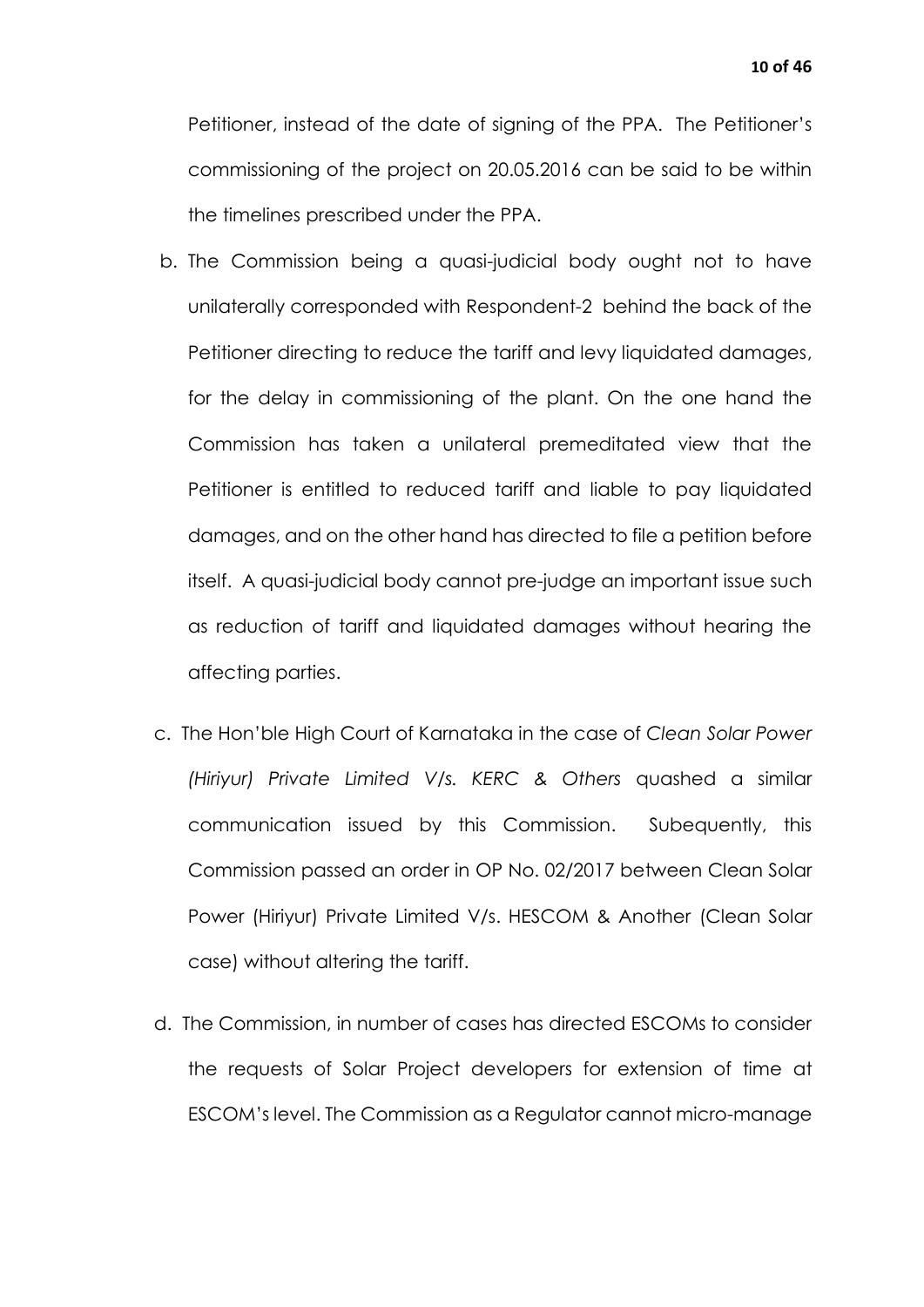Petitioner, instead of the date of signing of the PPA. The Petitioner's commissioning of the project on 20.05.2016 can be said to be within the timelines prescribed under the PPA.

b. The Commission being a quasi-judicial body ought not to have unilaterally corresponded with Respondent-2 behind the back of the Petitioner directing to reduce the tariff and levy liquidated damages, for the delay in commissioning of the plant. On the one hand the Commission has taken a unilateral premeditated view that the Petitioner is entitled to reduced tariff and liable to pay liquidated damages, and on the other hand has directed to file a petition before itself. A quasi-judicial body cannot pre-judge an important issue such as reduction of tariff and liquidated damages without hearing the affecting parties.

c. The Hon'ble High Court of Karnataka in the case of *Clean Solar Power (Hiriyur) Private Limited V/s. KERC & Others* quashed a similar communication issued by this Commission. Subequently, this Commission passed an order in OP No. 02/2017 between Clean Solar Power (Hiriyur) Private Limited V/s. HESCOM & Another (Clean Solar case) without altering the tariff.

d. The Commission, in number of cases has directed ESCOMs to consider the requests of Solar Project developers for extension of time at ESCOM's level. The Commission as a Regulator cannot micro-manage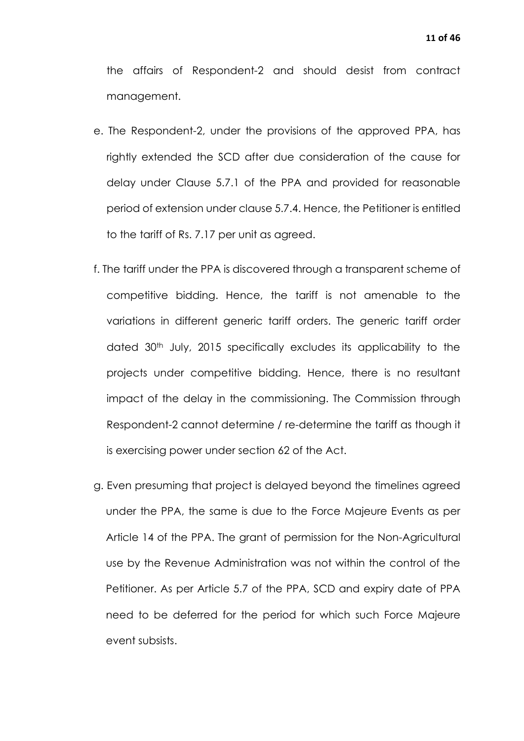the affairs of Respondent-2 and should desist from contract management.

e. The Respondent-2, under the provisions of the approved PPA, has rightly extended the SCD after due consideration of the cause for delay under Clause 5.7.1 of the PPA and provided for reasonable period of extension under clause 5.7.4. Hence, the Petitioner is entitled to the tariff of Rs. 7.17 per unit as agreed.

f. The tariff under the PPA is discovered through a transparent scheme of competitive bidding. Hence, the tariff is not amenable to the variations in different generic tariff orders. The generic tariff order dated 30th July, 2015 specifically excludes its applicability to the projects under competitive bidding. Hence, there is no resultant impact of the delay in the commissioning. The Commission through Respondent-2 cannot determine / re-determine the tariff as though it is exercising power under section 62 of the Act.

g. Even presuming that project is delayed beyond the timelines agreed under the PPA, the same is due to the Force Majeure Events as per Article 14 of the PPA. The grant of permission for the Non-Agricultural use by the Revenue Administration was not within the control of the Petitioner. As per Article 5.7 of the PPA, SCD and expiry date of PPA need to be deferred for the period for which such Force Majeure event subsists.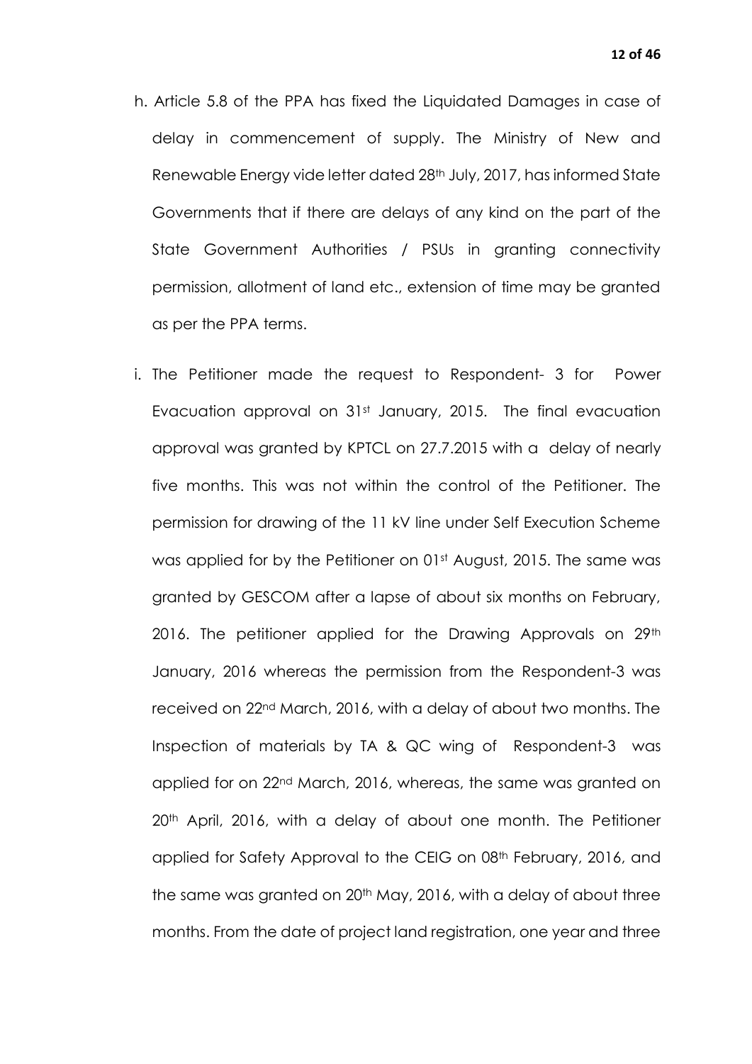h. Article 5.8 of the PPA has fixed the Liquidated Damages in case of delay in commencement of supply. The Ministry of New and Renewable Energy vide letter dated 28th July, 2017, has informed State Governments that if there are delays of any kind on the part of the State Government Authorities / PSUs in granting connectivity permission, allotment of land etc., extension of time may be granted as per the PPA terms.

i. The Petitioner made the request to Respondent- 3 for Power Evacuation approval on 31st January, 2015. The final evacuation approval was granted by KPTCL on 27.7.2015 with a delay of nearly five months. This was not within the control of the Petitioner. The permission for drawing of the 11 kV line under Self Execution Scheme was applied for by the Petitioner on 01st August, 2015. The same was granted by GESCOM after a lapse of about six months on February, 2016. The petitioner applied for the Drawing Approvals on 29th January, 2016 whereas the permission from the Respondent-3 was received on 22nd March, 2016, with a delay of about two months. The Inspection of materials by TA & QC wing of Respondent-3 was applied for on 22nd March, 2016, whereas, the same was granted on 20th April, 2016, with a delay of about one month. The Petitioner applied for Safety Approval to the CEIG on 08th February, 2016, and the same was granted on 20th May, 2016, with a delay of about three months. From the date of project land registration, one year and three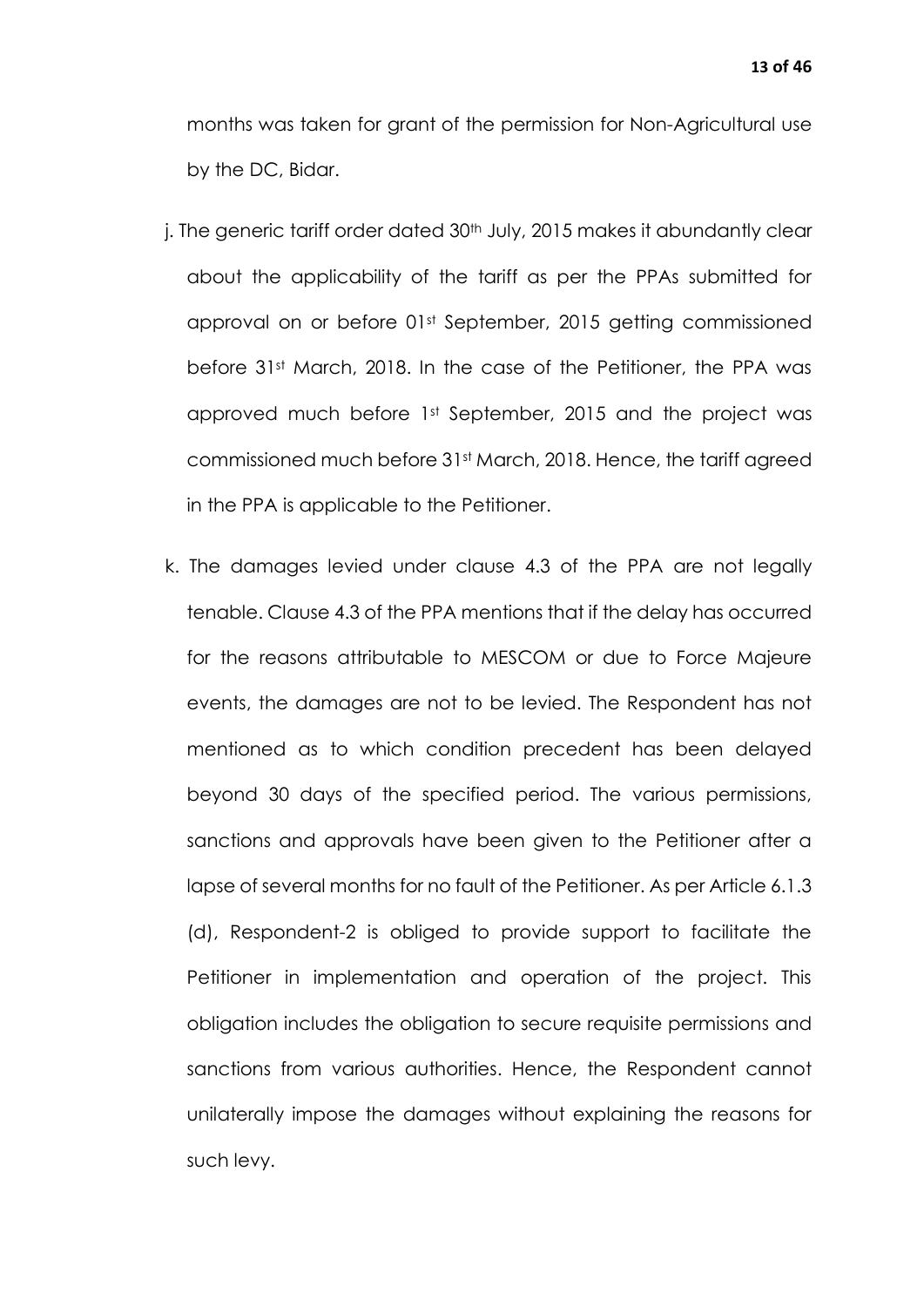months was taken for grant of the permission for Non-Agricultural use by the DC, Bidar.

j. The generic tariff order dated 30th July, 2015 makes it abundantly clear about the applicability of the tariff as per the PPAs submitted for approval on or before 01st September, 2015 getting commissioned before 31st March, 2018. In the case of the Petitioner, the PPA was approved much before 1st September, 2015 and the project was commissioned much before 31st March, 2018. Hence, the tariff agreed in the PPA is applicable to the Petitioner.

k. The damages levied under clause 4.3 of the PPA are not legally tenable. Clause 4.3 of the PPA mentions that if the delay has occurred for the reasons attributable to MESCOM or due to Force Majeure events, the damages are not to be levied. The Respondent has not mentioned as to which condition precedent has been delayed beyond 30 days of the specified period. The various permissions, sanctions and approvals have been given to the Petitioner after a lapse of several months for no fault of the Petitioner. As per Article 6.1.3 (d), Respondent-2 is obliged to provide support to facilitate the Petitioner in implementation and operation of the project. This obligation includes the obligation to secure requisite permissions and sanctions from various authorities. Hence, the Respondent cannot unilaterally impose the damages without explaining the reasons for such levy.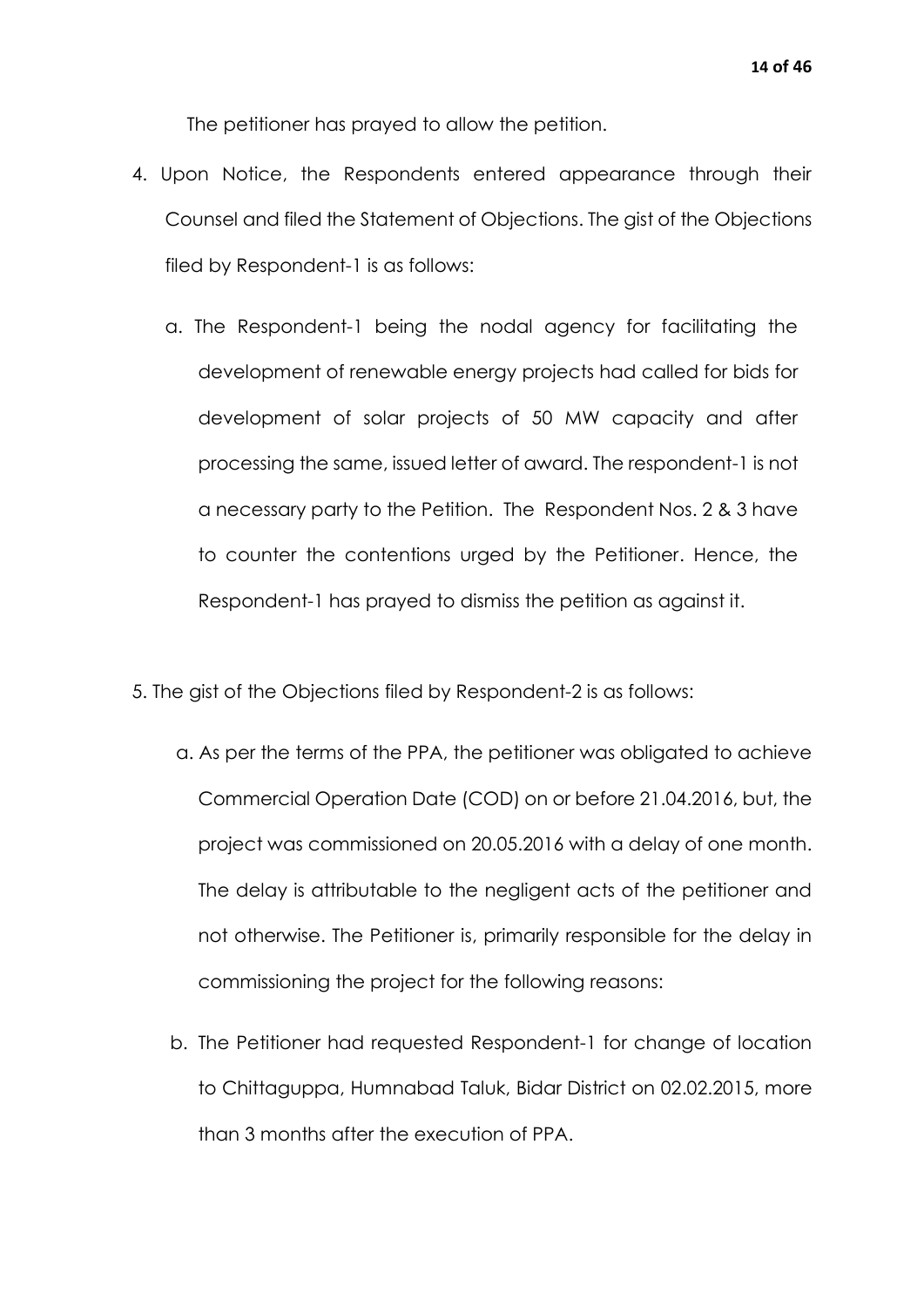The petitioner has prayed to allow the petition.

4. Upon Notice, the Respondents entered appearance through their Counsel and filed the Statement of Objections. The gist of the Objections filed by Respondent-1 is as follows:

   a. The Respondent-1 being the nodal agency for facilitating the development of renewable energy projects had called for bids for development of solar projects of 50 MW capacity and after processing the same, issued letter of award. The respondent-1 is not a necessary party to the Petition. The Respondent Nos. 2 & 3 have to counter the contentions urged by the Petitioner. Hence, the Respondent-1 has prayed to dismiss the petition as against it.

5. The gist of the Objections filed by Respondent-2 is as follows:

   a. As per the terms of the PPA, the petitioner was obligated to achieve Commercial Operation Date (COD) on or before 21.04.2016, but, the project was commissioned on 20.05.2016 with a delay of one month. The delay is attributable to the negligent acts of the petitioner and not otherwise. The Petitioner is, primarily responsible for the delay in commissioning the project for the following reasons:

   b. The Petitioner had requested Respondent-1 for change of location to Chittaguppa, Humnabad Taluk, Bidar District on 02.02.2015, more than 3 months after the execution of PPA.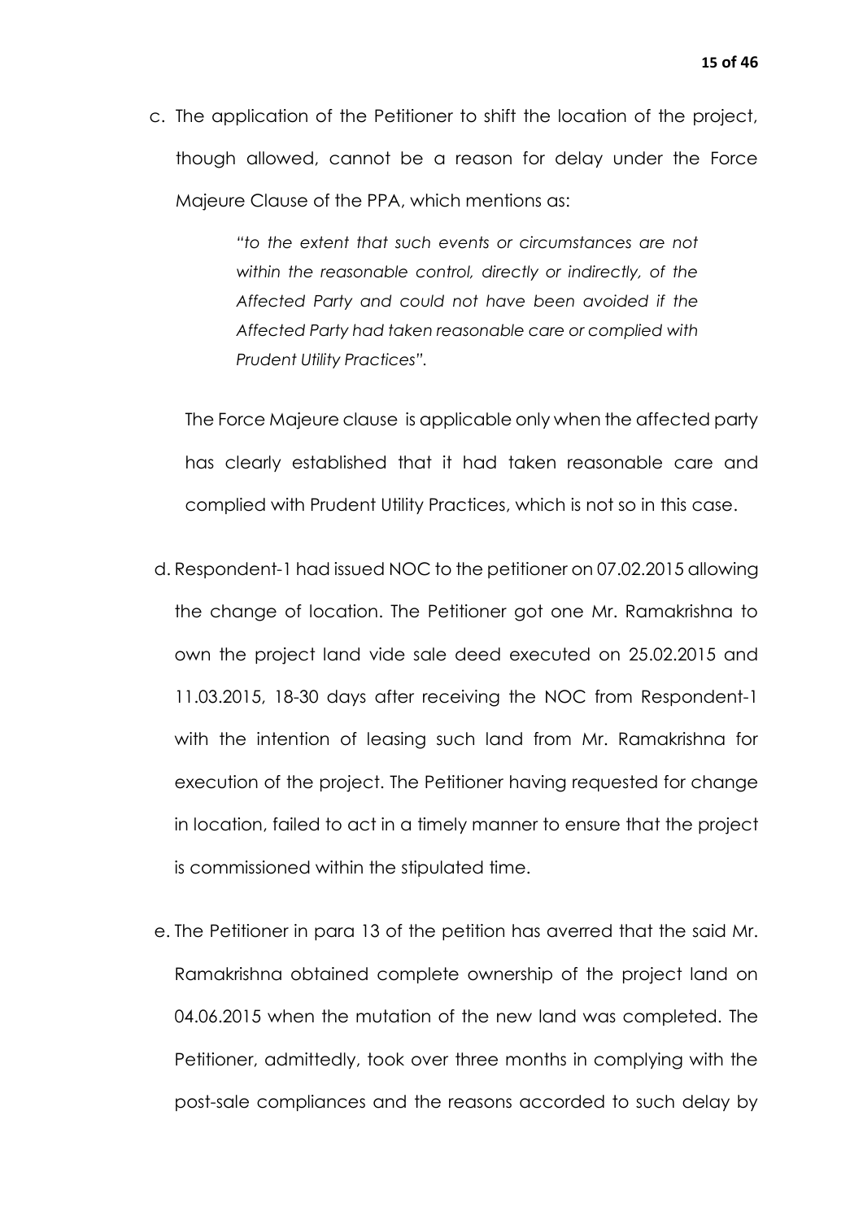c. The application of the Petitioner to shift the location of the project, though allowed, cannot be a reason for delay under the Force Majeure Clause of the PPA, which mentions as:

> *"to the extent that such events or circumstances are not within the reasonable control, directly or indirectly, of the Affected Party and could not have been avoided if the Affected Party had taken reasonable care or complied with Prudent Utility Practices".*

The Force Majeure clause is applicable only when the affected party has clearly established that it had taken reasonable care and complied with Prudent Utility Practices, which is not so in this case.

d. Respondent-1 had issued NOC to the petitioner on 07.02.2015 allowing the change of location. The Petitioner got one Mr. Ramakrishna to own the project land vide sale deed executed on 25.02.2015 and 11.03.2015, 18-30 days after receiving the NOC from Respondent-1 with the intention of leasing such land from Mr. Ramakrishna for execution of the project. The Petitioner having requested for change in location, failed to act in a timely manner to ensure that the project is commissioned within the stipulated time.

e. The Petitioner in para 13 of the petition has averred that the said Mr. Ramakrishna obtained complete ownership of the project land on 04.06.2015 when the mutation of the new land was completed. The Petitioner, admittedly, took over three months in complying with the post-sale compliances and the reasons accorded to such delay by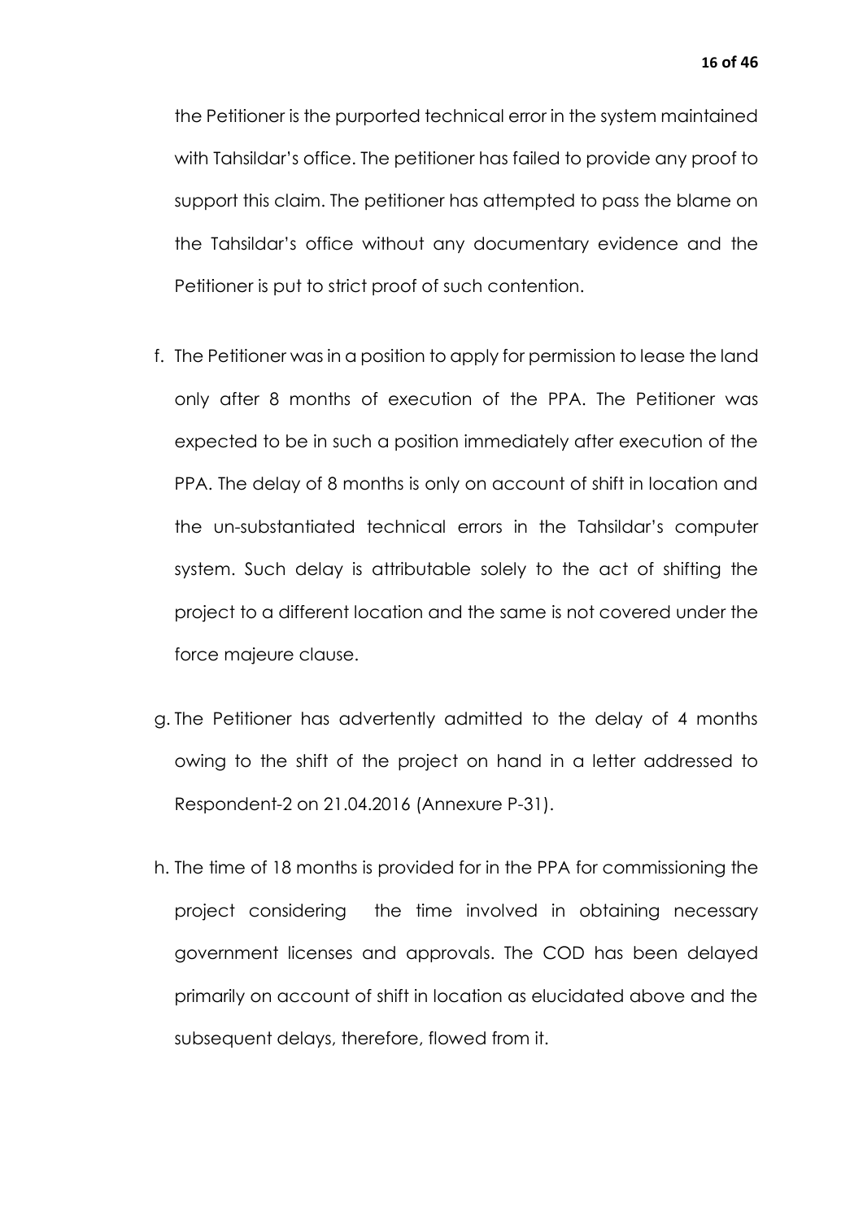the Petitioner is the purported technical error in the system maintained with Tahsildar's office. The petitioner has failed to provide any proof to support this claim. The petitioner has attempted to pass the blame on the Tahsildar's office without any documentary evidence and the Petitioner is put to strict proof of such contention.

f. The Petitioner was in a position to apply for permission to lease the land only after 8 months of execution of the PPA. The Petitioner was expected to be in such a position immediately after execution of the PPA. The delay of 8 months is only on account of shift in location and the un-substantiated technical errors in the Tahsildar's computer system. Such delay is attributable solely to the act of shifting the project to a different location and the same is not covered under the force majeure clause.

g. The Petitioner has advertently admitted to the delay of 4 months owing to the shift of the project on hand in a letter addressed to Respondent-2 on 21.04.2016 (Annexure P-31).

h. The time of 18 months is provided for in the PPA for commissioning the project considering the time involved in obtaining necessary government licenses and approvals. The COD has been delayed primarily on account of shift in location as elucidated above and the subsequent delays, therefore, flowed from it.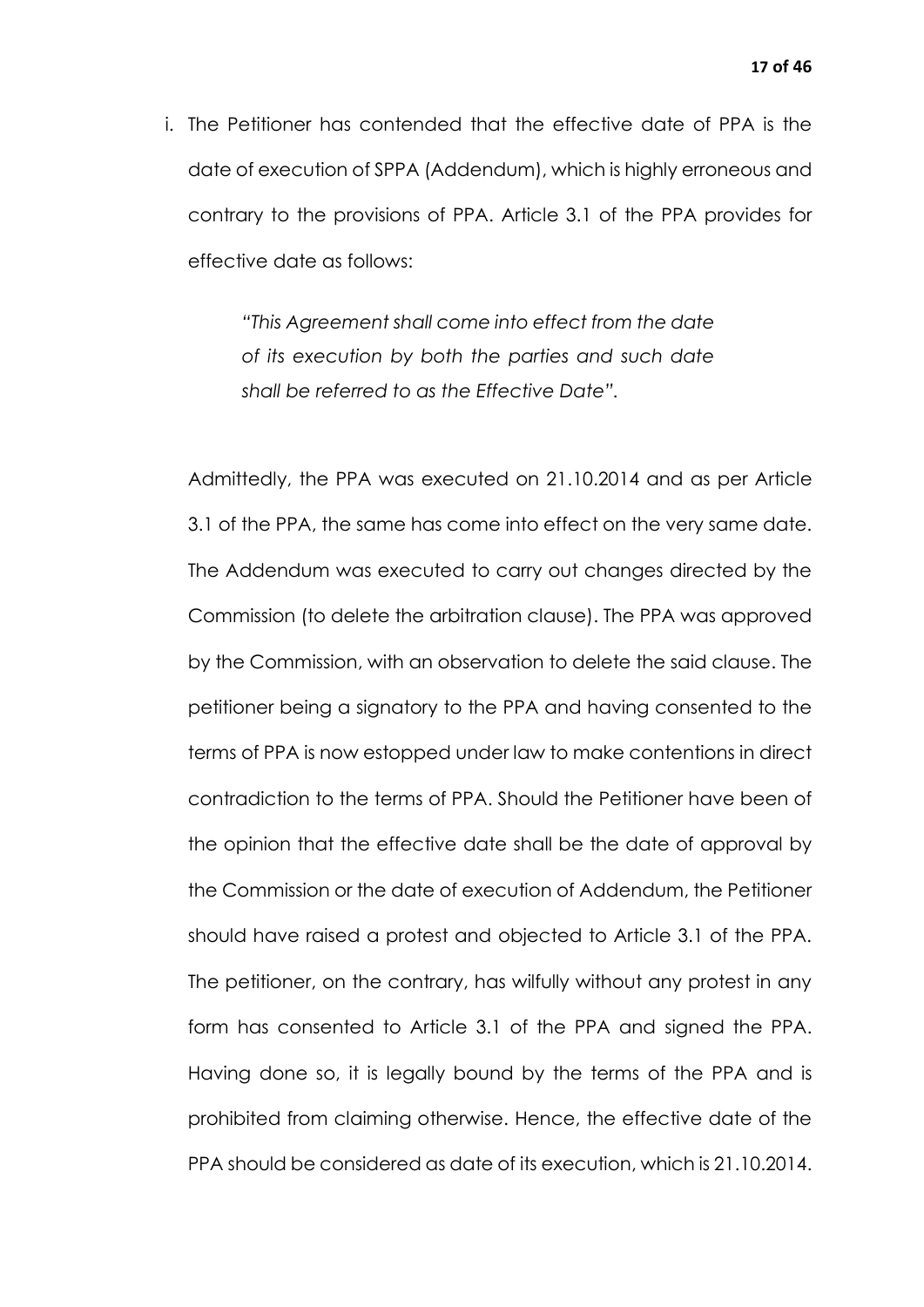i. The Petitioner has contended that the effective date of PPA is the date of execution of SPPA (Addendum), which is highly erroneous and contrary to the provisions of PPA. Article 3.1 of the PPA provides for effective date as follows:

> *"This Agreement shall come into effect from the date of its execution by both the parties and such date shall be referred to as the Effective Date".*

Admittedly, the PPA was executed on 21.10.2014 and as per Article 3.1 of the PPA, the same has come into effect on the very same date. The Addendum was executed to carry out changes directed by the Commission (to delete the arbitration clause). The PPA was approved by the Commission, with an observation to delete the said clause. The petitioner being a signatory to the PPA and having consented to the terms of PPA is now estopped under law to make contentions in direct contradiction to the terms of PPA. Should the Petitioner have been of the opinion that the effective date shall be the date of approval by the Commission or the date of execution of Addendum, the Petitioner should have raised a protest and objected to Article 3.1 of the PPA. The petitioner, on the contrary, has wilfully without any protest in any form has consented to Article 3.1 of the PPA and signed the PPA. Having done so, it is legally bound by the terms of the PPA and is prohibited from claiming otherwise. Hence, the effective date of the PPA should be considered as date of its execution, which is 21.10.2014.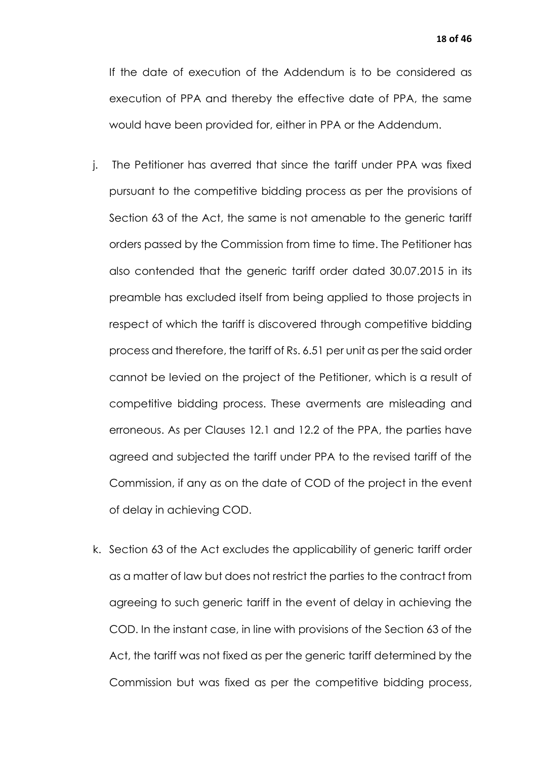If the date of execution of the Addendum is to be considered as execution of PPA and thereby the effective date of PPA, the same would have been provided for, either in PPA or the Addendum.

j. The Petitioner has averred that since the tariff under PPA was fixed pursuant to the competitive bidding process as per the provisions of Section 63 of the Act, the same is not amenable to the generic tariff orders passed by the Commission from time to time. The Petitioner has also contended that the generic tariff order dated 30.07.2015 in its preamble has excluded itself from being applied to those projects in respect of which the tariff is discovered through competitive bidding process and therefore, the tariff of Rs. 6.51 per unit as per the said order cannot be levied on the project of the Petitioner, which is a result of competitive bidding process. These averments are misleading and erroneous. As per Clauses 12.1 and 12.2 of the PPA, the parties have agreed and subjected the tariff under PPA to the revised tariff of the Commission, if any as on the date of COD of the project in the event of delay in achieving COD.

k. Section 63 of the Act excludes the applicability of generic tariff order as a matter of law but does not restrict the parties to the contract from agreeing to such generic tariff in the event of delay in achieving the COD. In the instant case, in line with provisions of the Section 63 of the Act, the tariff was not fixed as per the generic tariff determined by the Commission but was fixed as per the competitive bidding process,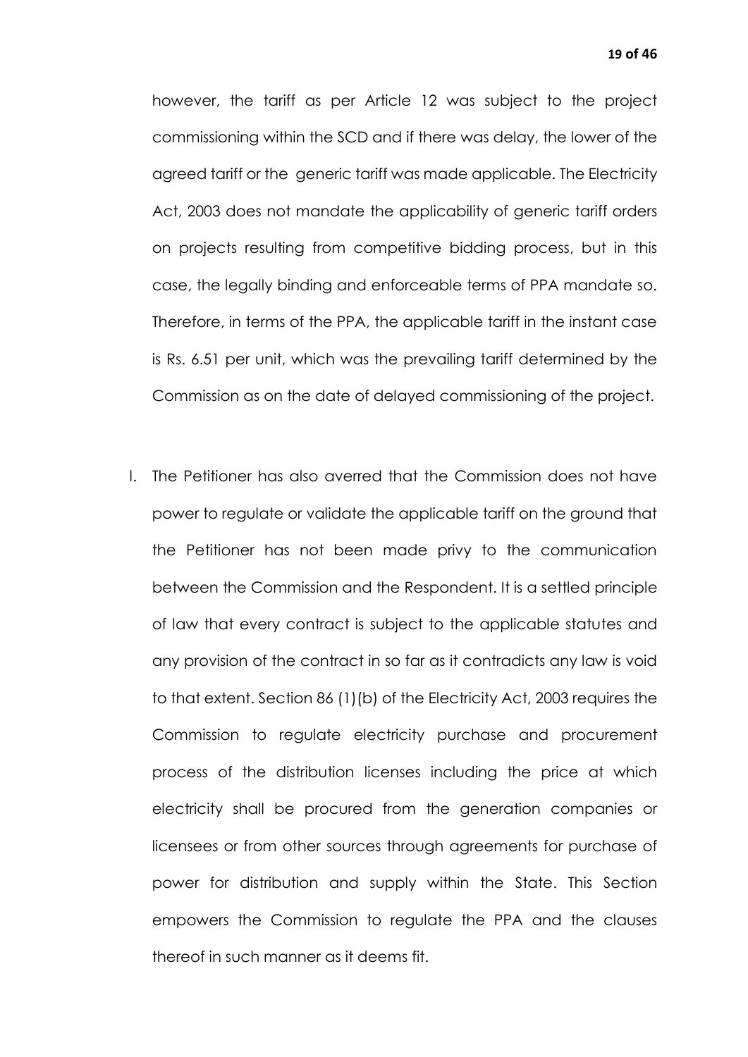however, the tariff as per Article 12 was subject to the project commissioning within the SCD and if there was delay, the lower of the agreed tariff or the generic tariff was made applicable. The Electricity Act, 2003 does not mandate the applicability of generic tariff orders on projects resulting from competitive bidding process, but in this case, the legally binding and enforceable terms of PPA mandate so. Therefore, in terms of the PPA, the applicable tariff in the instant case is Rs. 6.51 per unit, which was the prevailing tariff determined by the Commission as on the date of delayed commissioning of the project.

l. The Petitioner has also averred that the Commission does not have power to regulate or validate the applicable tariff on the ground that the Petitioner has not been made privy to the communication between the Commission and the Respondent. It is a settled principle of law that every contract is subject to the applicable statutes and any provision of the contract in so far as it contradicts any law is void to that extent. Section 86 (1)(b) of the Electricity Act, 2003 requires the Commission to regulate electricity purchase and procurement process of the distribution licenses including the price at which electricity shall be procured from the generation companies or licensees or from other sources through agreements for purchase of power for distribution and supply within the State. This Section empowers the Commission to regulate the PPA and the clauses thereof in such manner as it deems fit.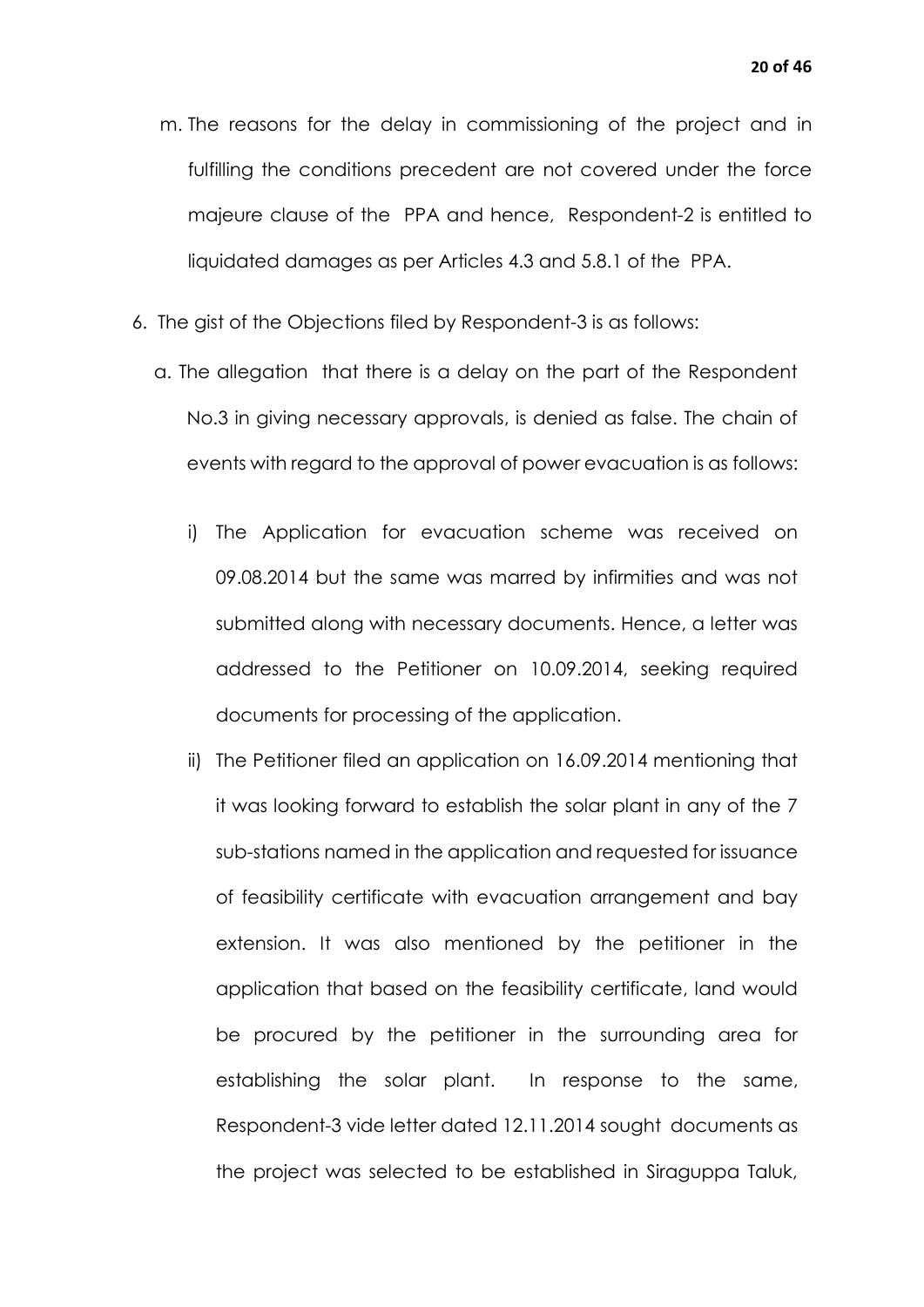m. The reasons for the delay in commissioning of the project and in fulfilling the conditions precedent are not covered under the force majeure clause of the PPA and hence, Respondent-2 is entitled to liquidated damages as per Articles 4.3 and 5.8.1 of the PPA.

6. The gist of the Objections filed by Respondent-3 is as follows:

   a. The allegation that there is a delay on the part of the Respondent No.3 in giving necessary approvals, is denied as false. The chain of events with regard to the approval of power evacuation is as follows:

      i) The Application for evacuation scheme was received on 09.08.2014 but the same was marred by infirmities and was not submitted along with necessary documents. Hence, a letter was addressed to the Petitioner on 10.09.2014, seeking required documents for processing of the application.

      ii) The Petitioner filed an application on 16.09.2014 mentioning that it was looking forward to establish the solar plant in any of the 7 sub-stations named in the application and requested for issuance of feasibility certificate with evacuation arrangement and bay extension. It was also mentioned by the petitioner in the application that based on the feasibility certificate, land would be procured by the petitioner in the surrounding area for establishing the solar plant. In response to the same, Respondent-3 vide letter dated 12.11.2014 sought documents as the project was selected to be established in Siraguppa Taluk,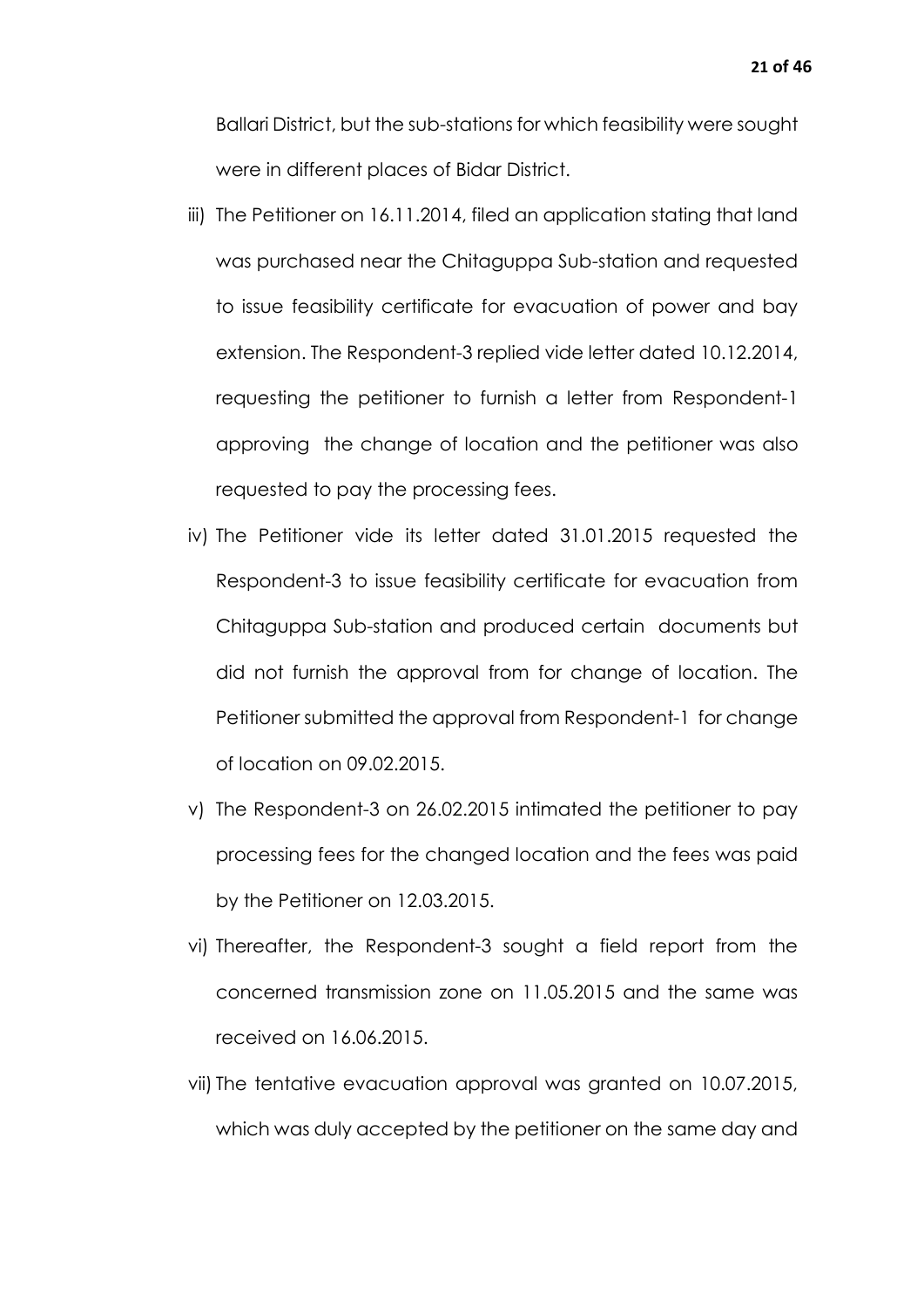Ballari District, but the sub-stations for which feasibility were sought were in different places of Bidar District.

iii) The Petitioner on 16.11.2014, filed an application stating that land was purchased near the Chitaguppa Sub-station and requested to issue feasibility certificate for evacuation of power and bay extension. The Respondent-3 replied vide letter dated 10.12.2014, requesting the petitioner to furnish a letter from Respondent-1 approving the change of location and the petitioner was also requested to pay the processing fees.

iv) The Petitioner vide its letter dated 31.01.2015 requested the Respondent-3 to issue feasibility certificate for evacuation from Chitaguppa Sub-station and produced certain documents but did not furnish the approval from for change of location. The Petitioner submitted the approval from Respondent-1 for change of location on 09.02.2015.

v) The Respondent-3 on 26.02.2015 intimated the petitioner to pay processing fees for the changed location and the fees was paid by the Petitioner on 12.03.2015.

vi) Thereafter, the Respondent-3 sought a field report from the concerned transmission zone on 11.05.2015 and the same was received on 16.06.2015.

vii) The tentative evacuation approval was granted on 10.07.2015, which was duly accepted by the petitioner on the same day and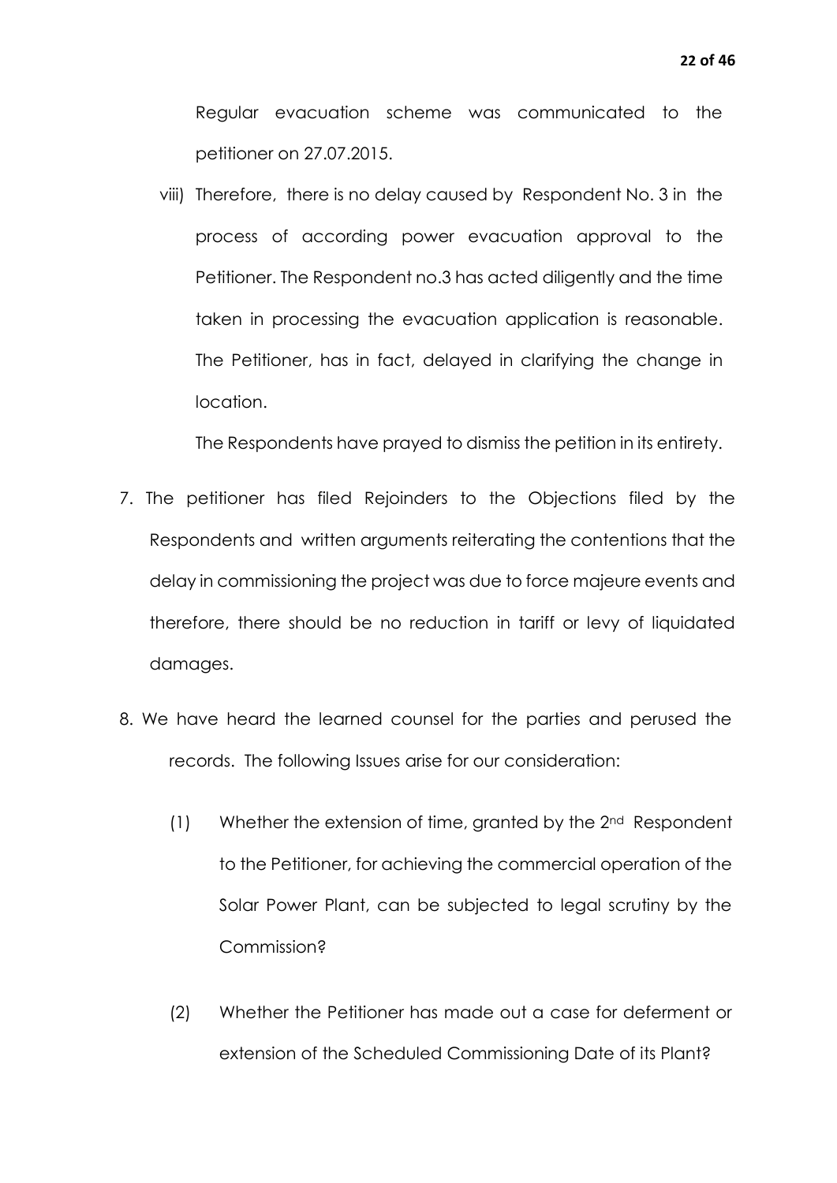Regular evacuation scheme was communicated to the petitioner on 27.07.2015.

viii) Therefore, there is no delay caused by Respondent No. 3 in the process of according power evacuation approval to the Petitioner. The Respondent no.3 has acted diligently and the time taken in processing the evacuation application is reasonable. The Petitioner, has in fact, delayed in clarifying the change in location.

The Respondents have prayed to dismiss the petition in its entirety.

7. The petitioner has filed Rejoinders to the Objections filed by the Respondents and written arguments reiterating the contentions that the delay in commissioning the project was due to force majeure events and therefore, there should be no reduction in tariff or levy of liquidated damages.

8. We have heard the learned counsel for the parties and perused the records. The following Issues arise for our consideration:

   (1) Whether the extension of time, granted by the 2nd Respondent to the Petitioner, for achieving the commercial operation of the Solar Power Plant, can be subjected to legal scrutiny by the Commission?

   (2) Whether the Petitioner has made out a case for deferment or extension of the Scheduled Commissioning Date of its Plant?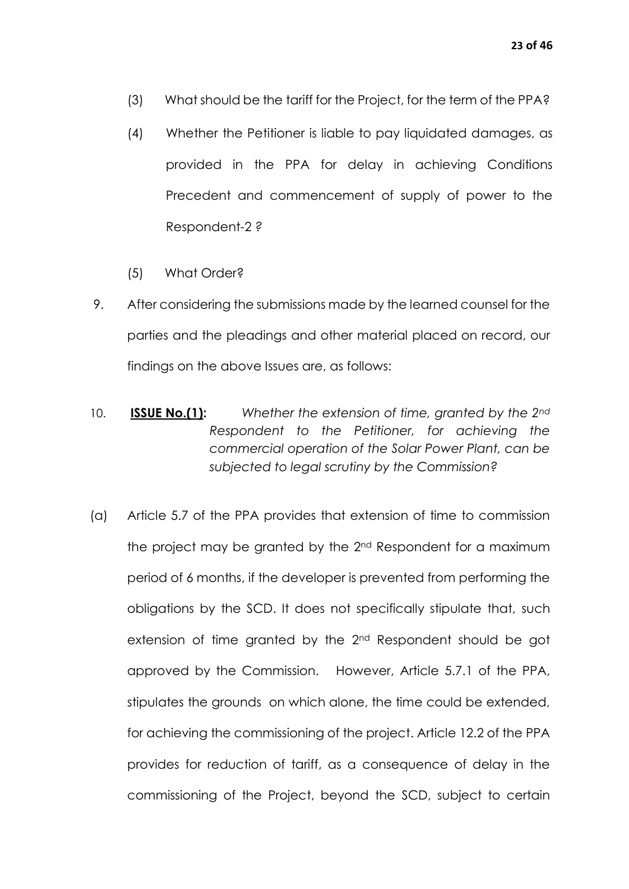(3) What should be the tariff for the Project, for the term of the PPA?

(4) Whether the Petitioner is liable to pay liquidated damages, as provided in the PPA for delay in achieving Conditions Precedent and commencement of supply of power to the Respondent-2 ?

(5) What Order?

9. After considering the submissions made by the learned counsel for the parties and the pleadings and other material placed on record, our findings on the above Issues are, as follows:

10. **ISSUE No.(1):** *Whether the extension of time, granted by the 2nd Respondent to the Petitioner, for achieving the commercial operation of the Solar Power Plant, can be subjected to legal scrutiny by the Commission?*

(a) Article 5.7 of the PPA provides that extension of time to commission the project may be granted by the 2nd Respondent for a maximum period of 6 months, if the developer is prevented from performing the obligations by the SCD. It does not specifically stipulate that, such extension of time granted by the 2nd Respondent should be got approved by the Commission. However, Article 5.7.1 of the PPA, stipulates the grounds on which alone, the time could be extended, for achieving the commissioning of the project. Article 12.2 of the PPA provides for reduction of tariff, as a consequence of delay in the commissioning of the Project, beyond the SCD, subject to certain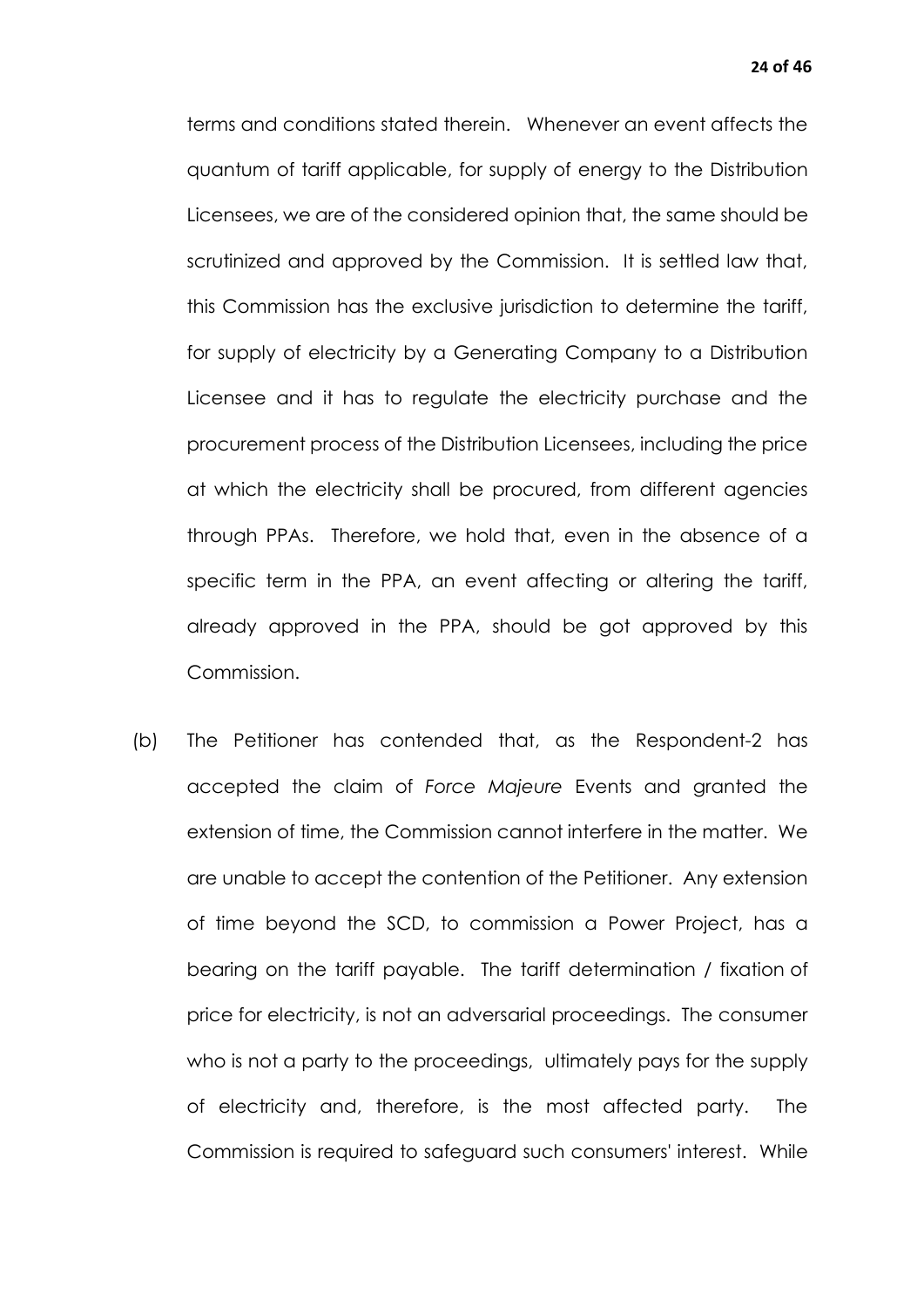terms and conditions stated therein. Whenever an event affects the quantum of tariff applicable, for supply of energy to the Distribution Licensees, we are of the considered opinion that, the same should be scrutinized and approved by the Commission. It is settled law that, this Commission has the exclusive jurisdiction to determine the tariff, for supply of electricity by a Generating Company to a Distribution Licensee and it has to regulate the electricity purchase and the procurement process of the Distribution Licensees, including the price at which the electricity shall be procured, from different agencies through PPAs. Therefore, we hold that, even in the absence of a specific term in the PPA, an event affecting or altering the tariff, already approved in the PPA, should be got approved by this Commission.

(b) The Petitioner has contended that, as the Respondent-2 has accepted the claim of *Force Majeure* Events and granted the extension of time, the Commission cannot interfere in the matter. We are unable to accept the contention of the Petitioner. Any extension of time beyond the SCD, to commission a Power Project, has a bearing on the tariff payable. The tariff determination / fixation of price for electricity, is not an adversarial proceedings. The consumer who is not a party to the proceedings, ultimately pays for the supply of electricity and, therefore, is the most affected party. The Commission is required to safeguard such consumers' interest. While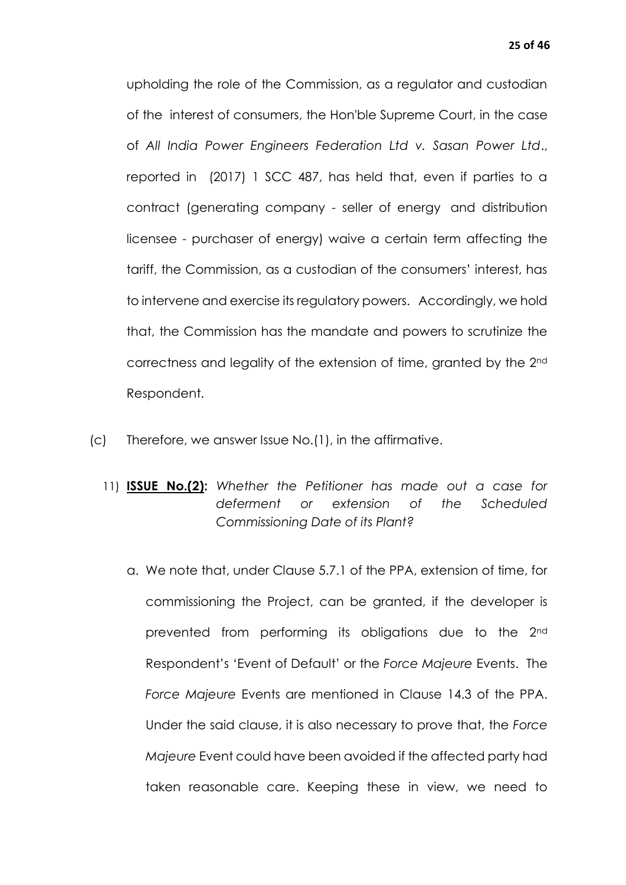upholding the role of the Commission, as a regulator and custodian of the interest of consumers, the Hon'ble Supreme Court, in the case of *All India Power Engineers Federation Ltd v. Sasan Power Ltd*., reported in (2017) 1 SCC 487, has held that, even if parties to a contract (generating company - seller of energy and distribution licensee - purchaser of energy) waive a certain term affecting the tariff, the Commission, as a custodian of the consumers' interest, has to intervene and exercise its regulatory powers. Accordingly, we hold that, the Commission has the mandate and powers to scrutinize the correctness and legality of the extension of time, granted by the 2nd Respondent.

(c) Therefore, we answer Issue No.(1), in the affirmative.

11) **ISSUE No.(2):** *Whether the Petitioner has made out a case for deferment or extension of the Scheduled Commissioning Date of its Plant?*

a. We note that, under Clause 5.7.1 of the PPA, extension of time, for commissioning the Project, can be granted, if the developer is prevented from performing its obligations due to the 2nd Respondent's 'Event of Default' or the *Force Majeure* Events. The *Force Majeure* Events are mentioned in Clause 14.3 of the PPA. Under the said clause, it is also necessary to prove that, the *Force Majeure* Event could have been avoided if the affected party had taken reasonable care. Keeping these in view, we need to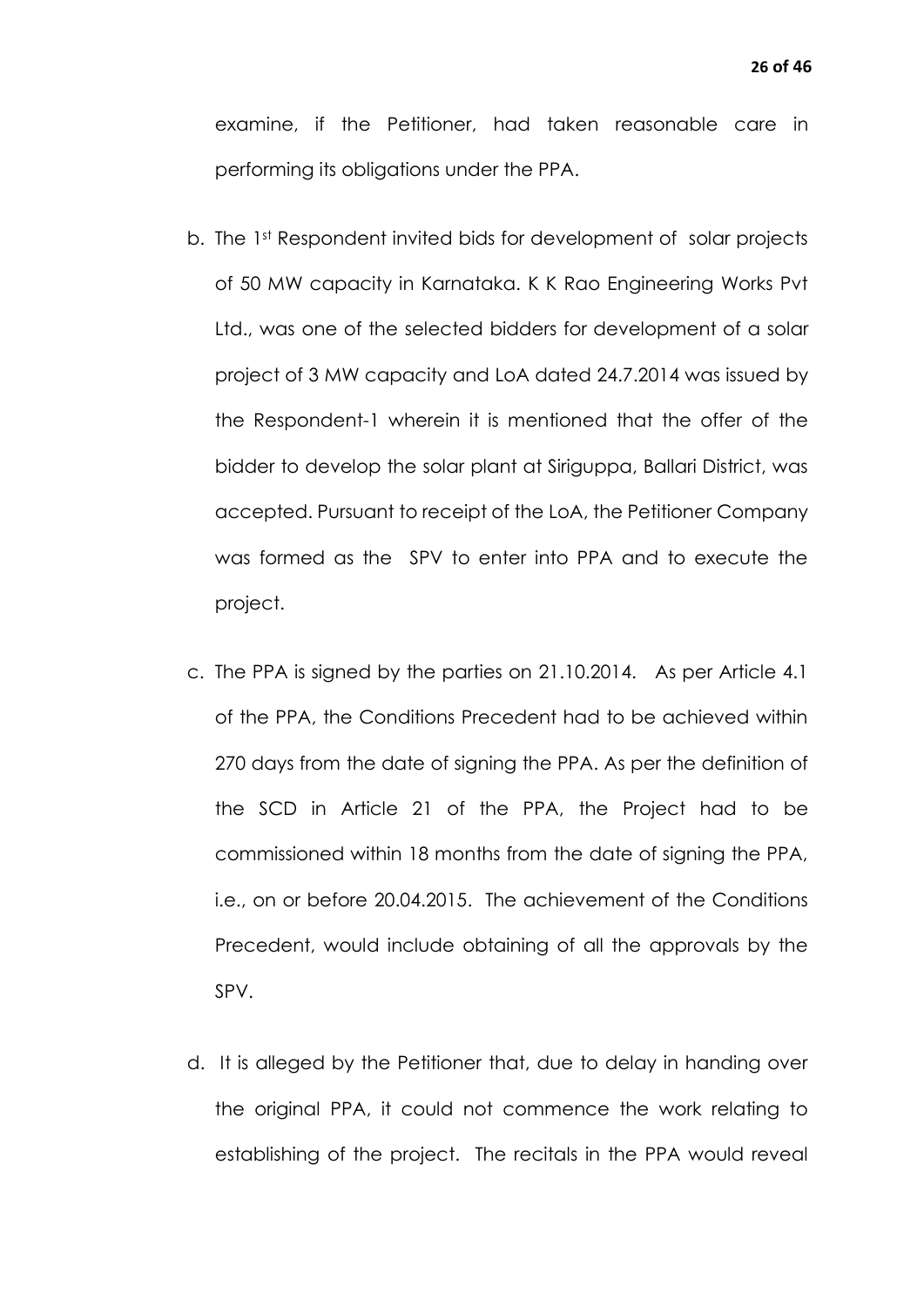examine, if the Petitioner, had taken reasonable care in performing its obligations under the PPA.

b. The 1st Respondent invited bids for development of solar projects of 50 MW capacity in Karnataka. K K Rao Engineering Works Pvt Ltd., was one of the selected bidders for development of a solar project of 3 MW capacity and LoA dated 24.7.2014 was issued by the Respondent-1 wherein it is mentioned that the offer of the bidder to develop the solar plant at Siriguppa, Ballari District, was accepted. Pursuant to receipt of the LoA, the Petitioner Company was formed as the SPV to enter into PPA and to execute the project.

c. The PPA is signed by the parties on 21.10.2014. As per Article 4.1 of the PPA, the Conditions Precedent had to be achieved within 270 days from the date of signing the PPA. As per the definition of the SCD in Article 21 of the PPA, the Project had to be commissioned within 18 months from the date of signing the PPA, i.e., on or before 20.04.2015. The achievement of the Conditions Precedent, would include obtaining of all the approvals by the SPV.

d. It is alleged by the Petitioner that, due to delay in handing over the original PPA, it could not commence the work relating to establishing of the project. The recitals in the PPA would reveal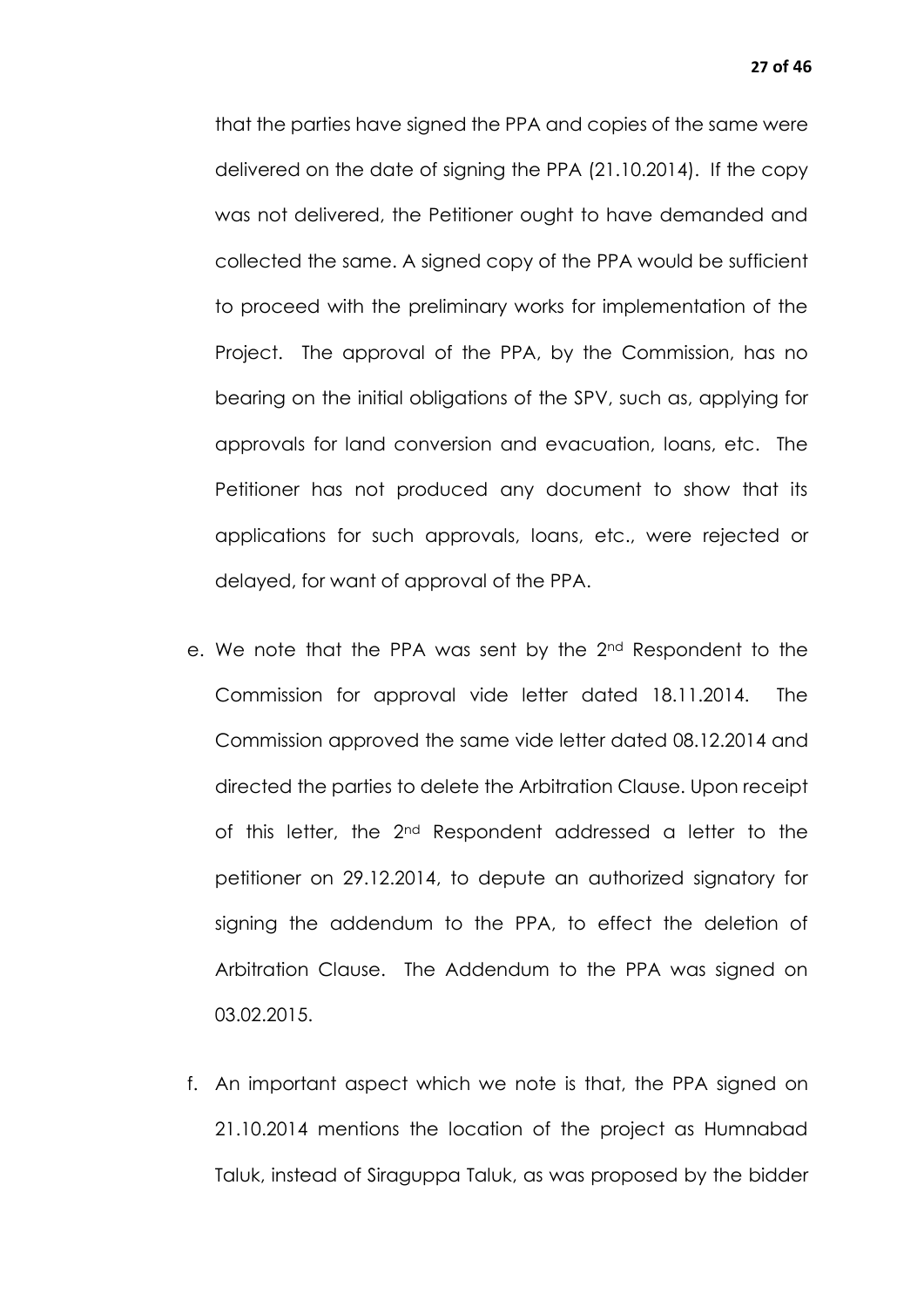that the parties have signed the PPA and copies of the same were delivered on the date of signing the PPA (21.10.2014). If the copy was not delivered, the Petitioner ought to have demanded and collected the same. A signed copy of the PPA would be sufficient to proceed with the preliminary works for implementation of the Project. The approval of the PPA, by the Commission, has no bearing on the initial obligations of the SPV, such as, applying for approvals for land conversion and evacuation, loans, etc. The Petitioner has not produced any document to show that its applications for such approvals, loans, etc., were rejected or delayed, for want of approval of the PPA.

e. We note that the PPA was sent by the 2nd Respondent to the Commission for approval vide letter dated 18.11.2014. The Commission approved the same vide letter dated 08.12.2014 and directed the parties to delete the Arbitration Clause. Upon receipt of this letter, the 2nd Respondent addressed a letter to the petitioner on 29.12.2014, to depute an authorized signatory for signing the addendum to the PPA, to effect the deletion of Arbitration Clause. The Addendum to the PPA was signed on 03.02.2015.

f. An important aspect which we note is that, the PPA signed on 21.10.2014 mentions the location of the project as Humnabad Taluk, instead of Siraguppa Taluk, as was proposed by the bidder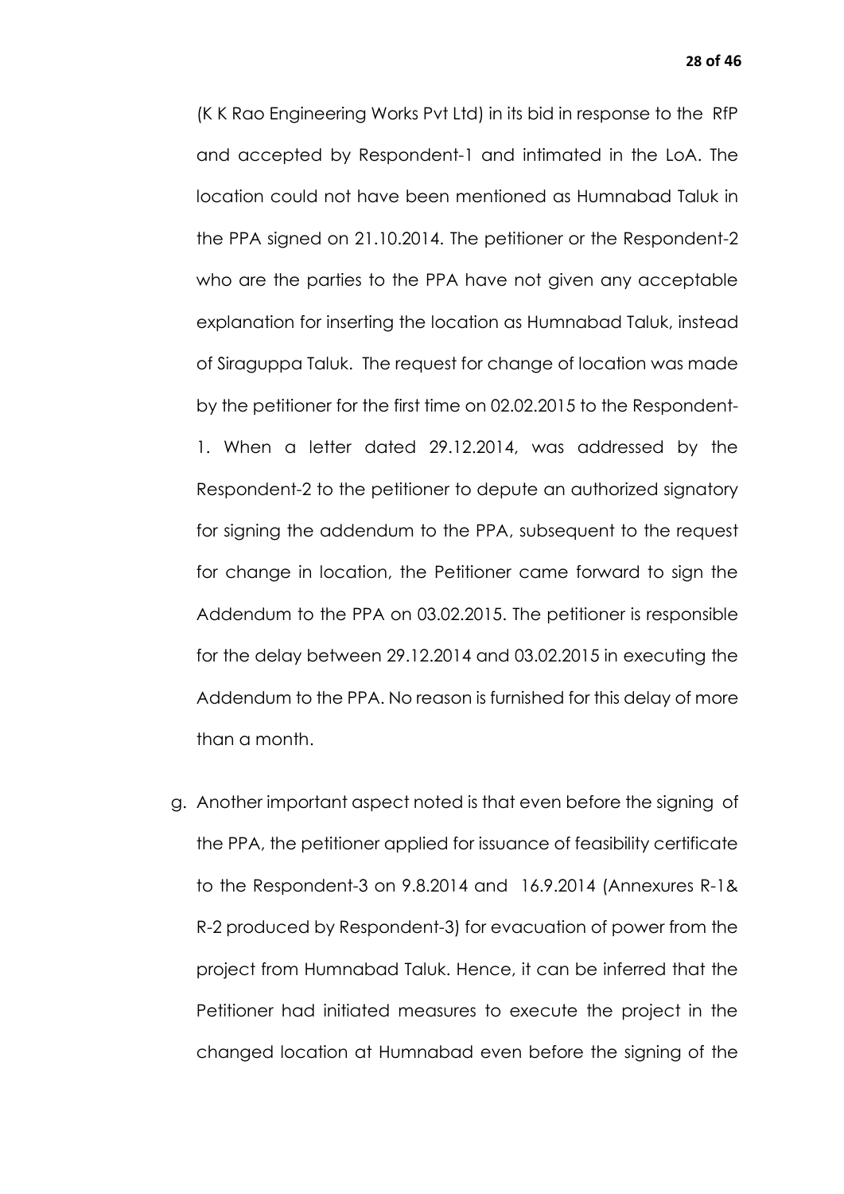(K K Rao Engineering Works Pvt Ltd) in its bid in response to the RfP and accepted by Respondent-1 and intimated in the LoA. The location could not have been mentioned as Humnabad Taluk in the PPA signed on 21.10.2014. The petitioner or the Respondent-2 who are the parties to the PPA have not given any acceptable explanation for inserting the location as Humnabad Taluk, instead of Siraguppa Taluk. The request for change of location was made by the petitioner for the first time on 02.02.2015 to the Respondent-1. When a letter dated 29.12.2014, was addressed by the Respondent-2 to the petitioner to depute an authorized signatory for signing the addendum to the PPA, subsequent to the request for change in location, the Petitioner came forward to sign the Addendum to the PPA on 03.02.2015. The petitioner is responsible for the delay between 29.12.2014 and 03.02.2015 in executing the Addendum to the PPA. No reason is furnished for this delay of more than a month.

g. Another important aspect noted is that even before the signing of the PPA, the petitioner applied for issuance of feasibility certificate to the Respondent-3 on 9.8.2014 and 16.9.2014 (Annexures R-1& R-2 produced by Respondent-3) for evacuation of power from the project from Humnabad Taluk. Hence, it can be inferred that the Petitioner had initiated measures to execute the project in the changed location at Humnabad even before the signing of the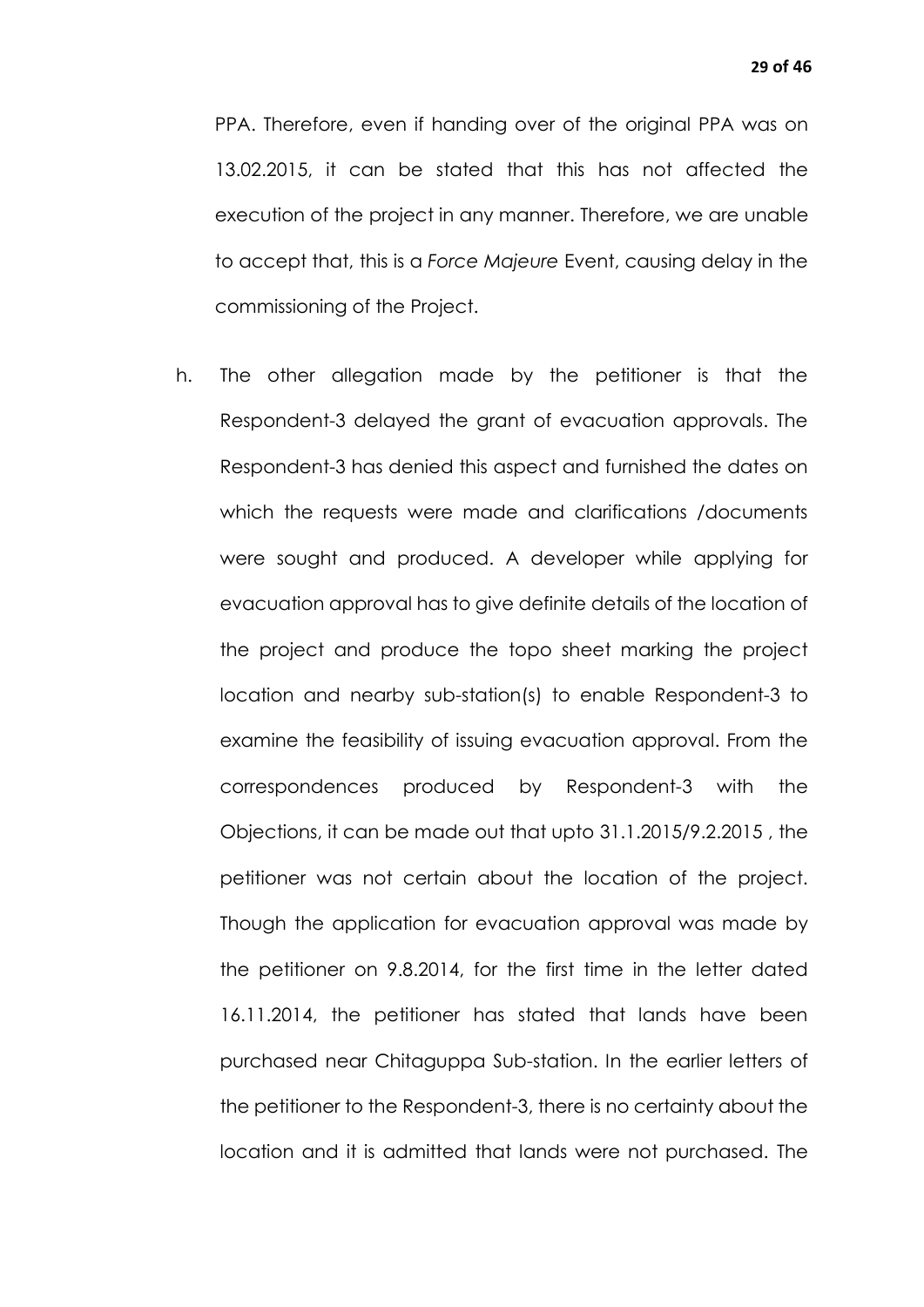PPA. Therefore, even if handing over of the original PPA was on 13.02.2015, it can be stated that this has not affected the execution of the project in any manner. Therefore, we are unable to accept that, this is a *Force Majeure* Event, causing delay in the commissioning of the Project.

h. The other allegation made by the petitioner is that the Respondent-3 delayed the grant of evacuation approvals. The Respondent-3 has denied this aspect and furnished the dates on which the requests were made and clarifications /documents were sought and produced. A developer while applying for evacuation approval has to give definite details of the location of the project and produce the topo sheet marking the project location and nearby sub-station(s) to enable Respondent-3 to examine the feasibility of issuing evacuation approval. From the correspondences produced by Respondent-3 with the Objections, it can be made out that upto 31.1.2015/9.2.2015 , the petitioner was not certain about the location of the project. Though the application for evacuation approval was made by the petitioner on 9.8.2014, for the first time in the letter dated 16.11.2014, the petitioner has stated that lands have been purchased near Chitaguppa Sub-station. In the earlier letters of the petitioner to the Respondent-3, there is no certainty about the location and it is admitted that lands were not purchased. The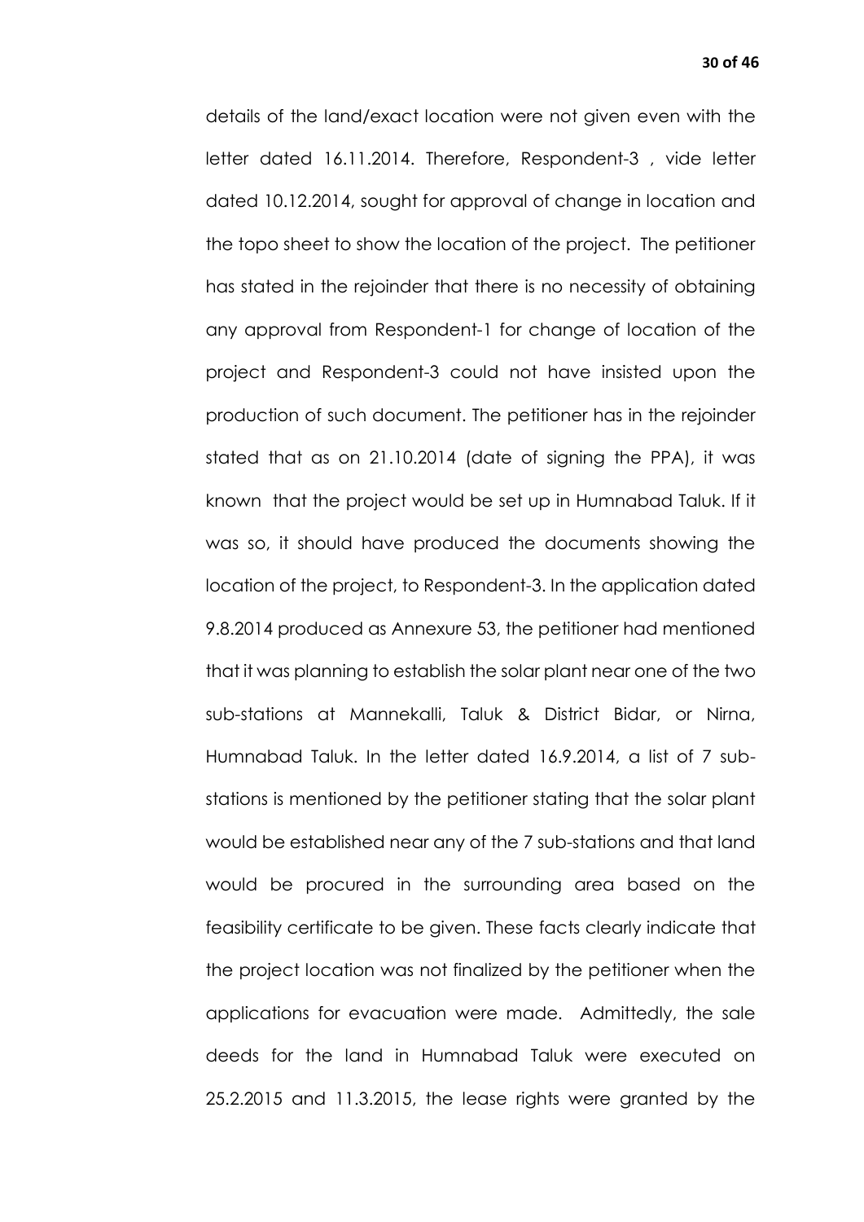details of the land/exact location were not given even with the letter dated 16.11.2014. Therefore, Respondent-3 , vide letter dated 10.12.2014, sought for approval of change in location and the topo sheet to show the location of the project. The petitioner has stated in the rejoinder that there is no necessity of obtaining any approval from Respondent-1 for change of location of the project and Respondent-3 could not have insisted upon the production of such document. The petitioner has in the rejoinder stated that as on 21.10.2014 (date of signing the PPA), it was known that the project would be set up in Humnabad Taluk. If it was so, it should have produced the documents showing the location of the project, to Respondent-3. In the application dated 9.8.2014 produced as Annexure 53, the petitioner had mentioned that it was planning to establish the solar plant near one of the two sub-stations at Mannekalli, Taluk & District Bidar, or Nirna, Humnabad Taluk. In the letter dated 16.9.2014, a list of 7 sub-stations is mentioned by the petitioner stating that the solar plant would be established near any of the 7 sub-stations and that land would be procured in the surrounding area based on the feasibility certificate to be given. These facts clearly indicate that the project location was not finalized by the petitioner when the applications for evacuation were made. Admittedly, the sale deeds for the land in Humnabad Taluk were executed on 25.2.2015 and 11.3.2015, the lease rights were granted by the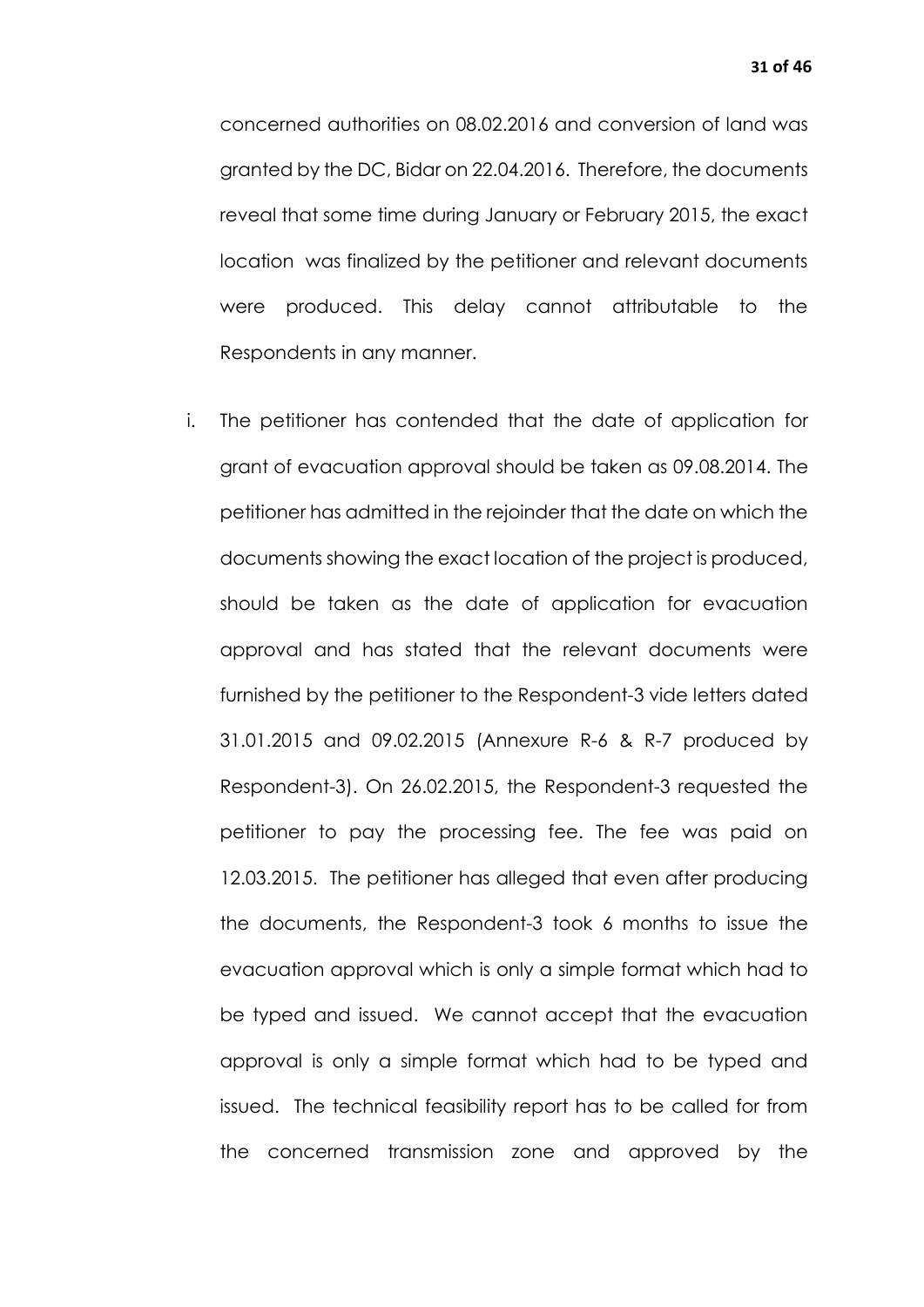concerned authorities on 08.02.2016 and conversion of land was granted by the DC, Bidar on 22.04.2016. Therefore, the documents reveal that some time during January or February 2015, the exact location was finalized by the petitioner and relevant documents were produced. This delay cannot attributable to the Respondents in any manner.

i. The petitioner has contended that the date of application for grant of evacuation approval should be taken as 09.08.2014. The petitioner has admitted in the rejoinder that the date on which the documents showing the exact location of the project is produced, should be taken as the date of application for evacuation approval and has stated that the relevant documents were furnished by the petitioner to the Respondent-3 vide letters dated 31.01.2015 and 09.02.2015 (Annexure R-6 & R-7 produced by Respondent-3). On 26.02.2015, the Respondent-3 requested the petitioner to pay the processing fee. The fee was paid on 12.03.2015. The petitioner has alleged that even after producing the documents, the Respondent-3 took 6 months to issue the evacuation approval which is only a simple format which had to be typed and issued. We cannot accept that the evacuation approval is only a simple format which had to be typed and issued. The technical feasibility report has to be called for from the concerned transmission zone and approved by the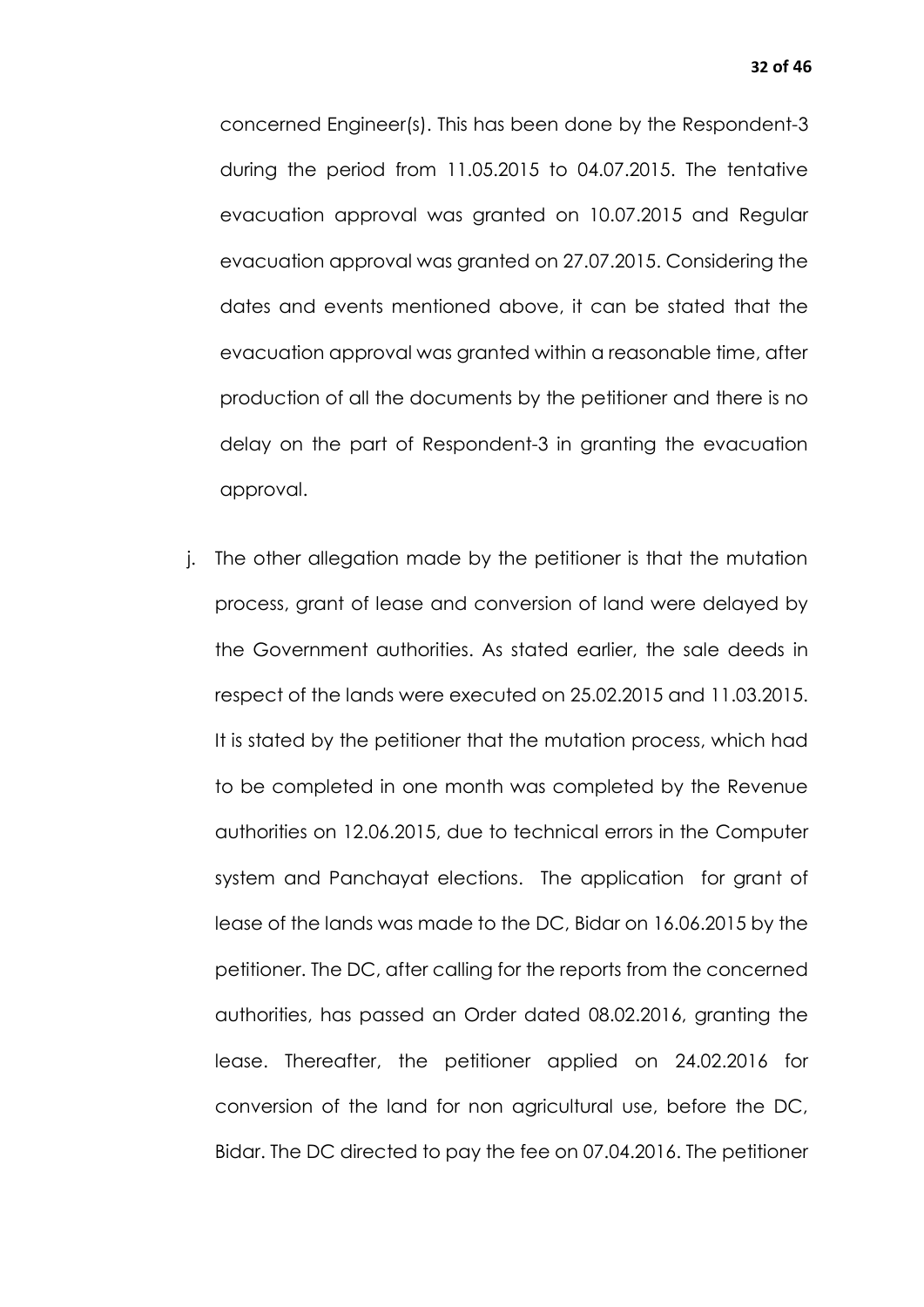concerned Engineer(s). This has been done by the Respondent-3 during the period from 11.05.2015 to 04.07.2015. The tentative evacuation approval was granted on 10.07.2015 and Regular evacuation approval was granted on 27.07.2015. Considering the dates and events mentioned above, it can be stated that the evacuation approval was granted within a reasonable time, after production of all the documents by the petitioner and there is no delay on the part of Respondent-3 in granting the evacuation approval.

j. The other allegation made by the petitioner is that the mutation process, grant of lease and conversion of land were delayed by the Government authorities. As stated earlier, the sale deeds in respect of the lands were executed on 25.02.2015 and 11.03.2015. It is stated by the petitioner that the mutation process, which had to be completed in one month was completed by the Revenue authorities on 12.06.2015, due to technical errors in the Computer system and Panchayat elections. The application for grant of lease of the lands was made to the DC, Bidar on 16.06.2015 by the petitioner. The DC, after calling for the reports from the concerned authorities, has passed an Order dated 08.02.2016, granting the lease. Thereafter, the petitioner applied on 24.02.2016 for conversion of the land for non agricultural use, before the DC, Bidar. The DC directed to pay the fee on 07.04.2016. The petitioner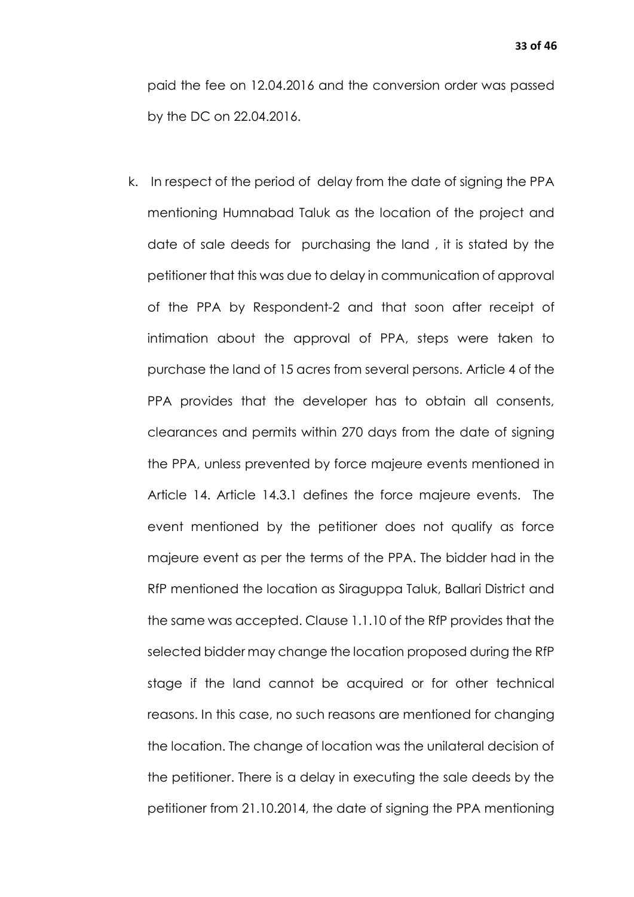paid the fee on 12.04.2016 and the conversion order was passed by the DC on 22.04.2016.

k. In respect of the period of delay from the date of signing the PPA mentioning Humnabad Taluk as the location of the project and date of sale deeds for purchasing the land , it is stated by the petitioner that this was due to delay in communication of approval of the PPA by Respondent-2 and that soon after receipt of intimation about the approval of PPA, steps were taken to purchase the land of 15 acres from several persons. Article 4 of the PPA provides that the developer has to obtain all consents, clearances and permits within 270 days from the date of signing the PPA, unless prevented by force majeure events mentioned in Article 14. Article 14.3.1 defines the force majeure events. The event mentioned by the petitioner does not qualify as force majeure event as per the terms of the PPA. The bidder had in the RfP mentioned the location as Siraguppa Taluk, Ballari District and the same was accepted. Clause 1.1.10 of the RfP provides that the selected bidder may change the location proposed during the RfP stage if the land cannot be acquired or for other technical reasons. In this case, no such reasons are mentioned for changing the location. The change of location was the unilateral decision of the petitioner. There is a delay in executing the sale deeds by the petitioner from 21.10.2014, the date of signing the PPA mentioning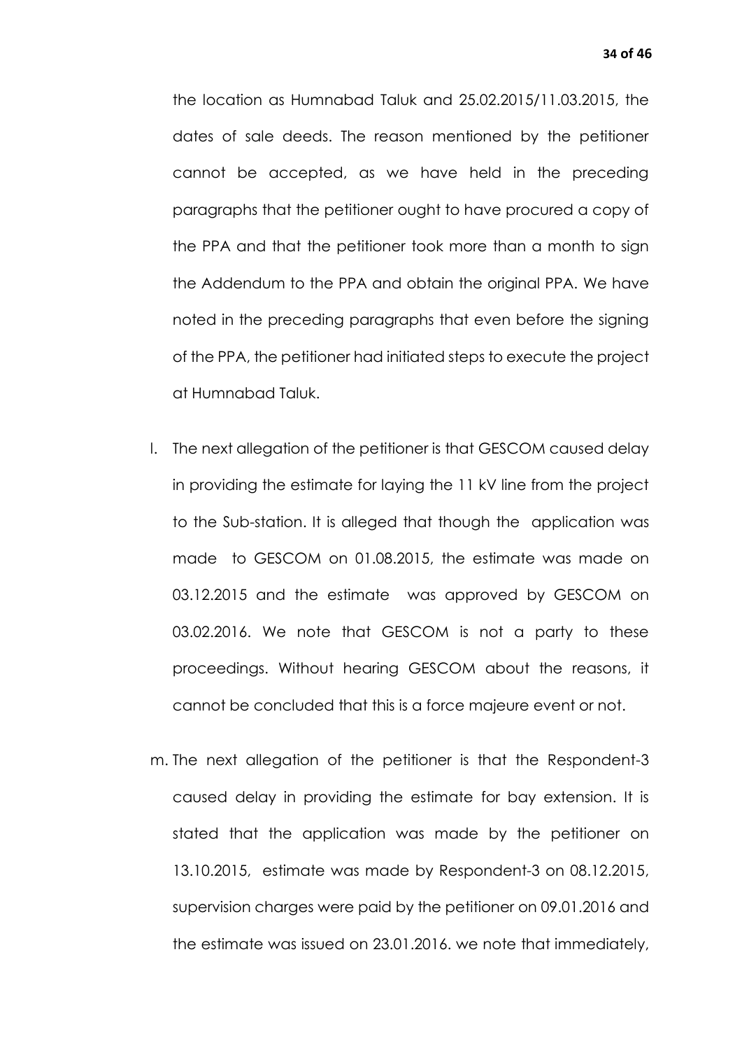the location as Humnabad Taluk and 25.02.2015/11.03.2015, the dates of sale deeds. The reason mentioned by the petitioner cannot be accepted, as we have held in the preceding paragraphs that the petitioner ought to have procured a copy of the PPA and that the petitioner took more than a month to sign the Addendum to the PPA and obtain the original PPA. We have noted in the preceding paragraphs that even before the signing of the PPA, the petitioner had initiated steps to execute the project at Humnabad Taluk.

l. The next allegation of the petitioner is that GESCOM caused delay in providing the estimate for laying the 11 kV line from the project to the Sub-station. It is alleged that though the application was made to GESCOM on 01.08.2015, the estimate was made on 03.12.2015 and the estimate was approved by GESCOM on 03.02.2016. We note that GESCOM is not a party to these proceedings. Without hearing GESCOM about the reasons, it cannot be concluded that this is a force majeure event or not.

m. The next allegation of the petitioner is that the Respondent-3 caused delay in providing the estimate for bay extension. It is stated that the application was made by the petitioner on 13.10.2015, estimate was made by Respondent-3 on 08.12.2015, supervision charges were paid by the petitioner on 09.01.2016 and the estimate was issued on 23.01.2016. we note that immediately,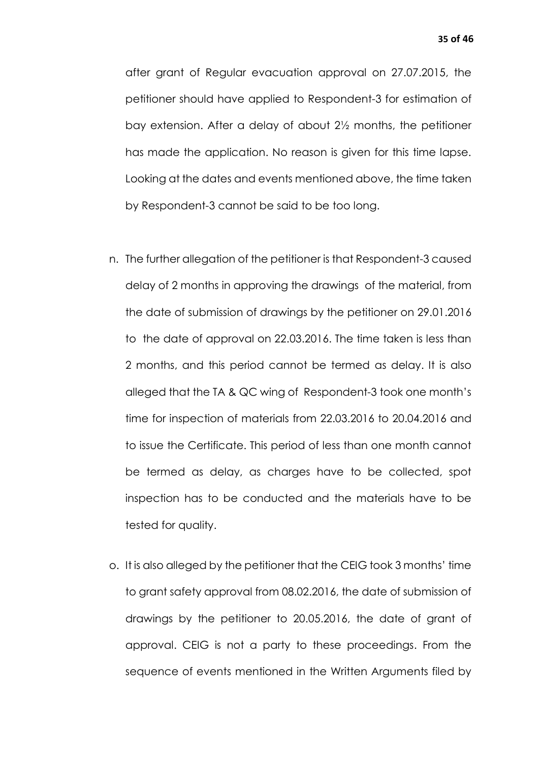after grant of Regular evacuation approval on 27.07.2015, the petitioner should have applied to Respondent-3 for estimation of bay extension. After a delay of about 2½ months, the petitioner has made the application. No reason is given for this time lapse. Looking at the dates and events mentioned above, the time taken by Respondent-3 cannot be said to be too long.

n. The further allegation of the petitioner is that Respondent-3 caused delay of 2 months in approving the drawings of the material, from the date of submission of drawings by the petitioner on 29.01.2016 to the date of approval on 22.03.2016. The time taken is less than 2 months, and this period cannot be termed as delay. It is also alleged that the TA & QC wing of Respondent-3 took one month's time for inspection of materials from 22.03.2016 to 20.04.2016 and to issue the Certificate. This period of less than one month cannot be termed as delay, as charges have to be collected, spot inspection has to be conducted and the materials have to be tested for quality.

o. It is also alleged by the petitioner that the CEIG took 3 months' time to grant safety approval from 08.02.2016, the date of submission of drawings by the petitioner to 20.05.2016, the date of grant of approval. CEIG is not a party to these proceedings. From the sequence of events mentioned in the Written Arguments filed by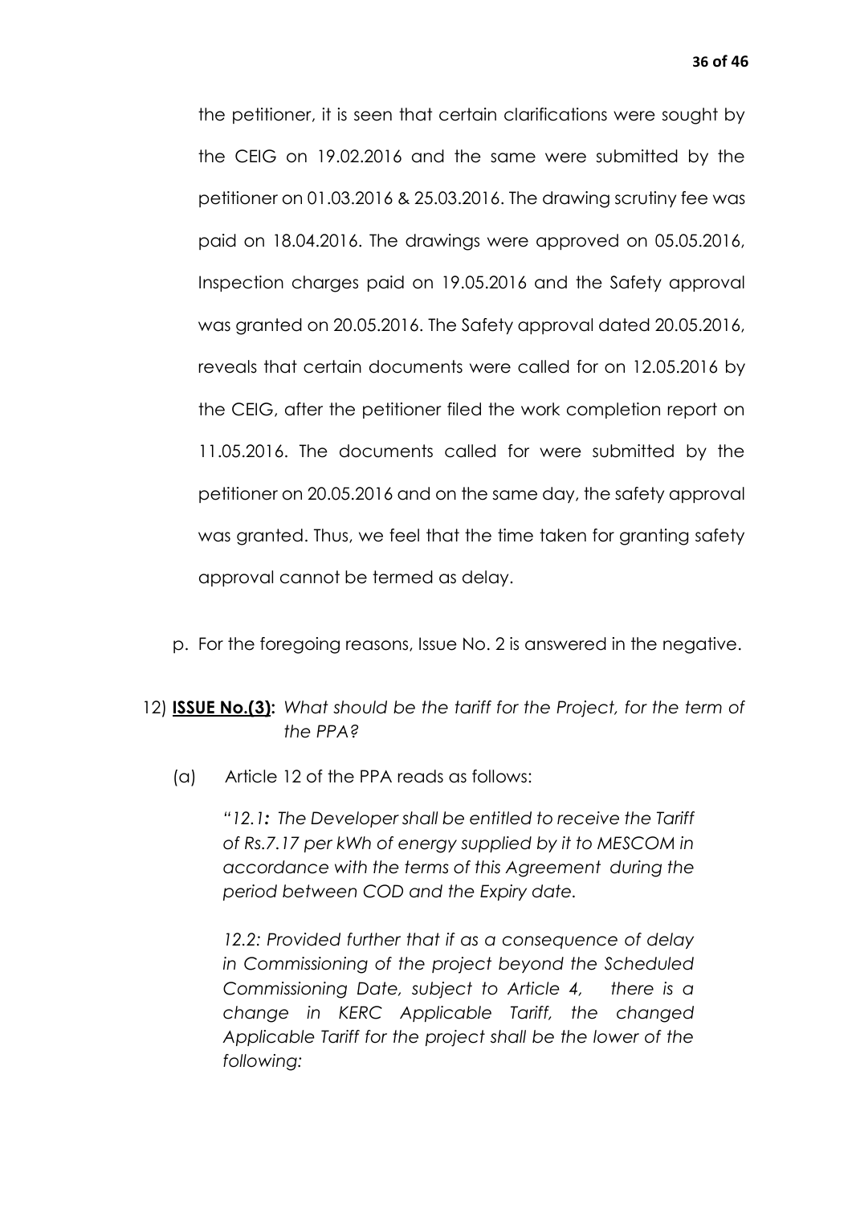the petitioner, it is seen that certain clarifications were sought by the CEIG on 19.02.2016 and the same were submitted by the petitioner on 01.03.2016 & 25.03.2016. The drawing scrutiny fee was paid on 18.04.2016. The drawings were approved on 05.05.2016, Inspection charges paid on 19.05.2016 and the Safety approval was granted on 20.05.2016. The Safety approval dated 20.05.2016, reveals that certain documents were called for on 12.05.2016 by the CEIG, after the petitioner filed the work completion report on 11.05.2016. The documents called for were submitted by the petitioner on 20.05.2016 and on the same day, the safety approval was granted. Thus, we feel that the time taken for granting safety approval cannot be termed as delay.

p. For the foregoing reasons, Issue No. 2 is answered in the negative.

12) **<u>ISSUE No.(3):</u>** *What should be the tariff for the Project, for the term of the PPA?*

(a) Article 12 of the PPA reads as follows:

> "*12.1**:** The Developer shall be entitled to receive the Tariff of Rs.7.17 per kWh of energy supplied by it to MESCOM in accordance with the terms of this Agreement during the period between COD and the Expiry date.*
>
> *12.2: Provided further that if as a consequence of delay in Commissioning of the project beyond the Scheduled Commissioning Date, subject to Article 4, there is a change in KERC Applicable Tariff, the changed Applicable Tariff for the project shall be the lower of the following:*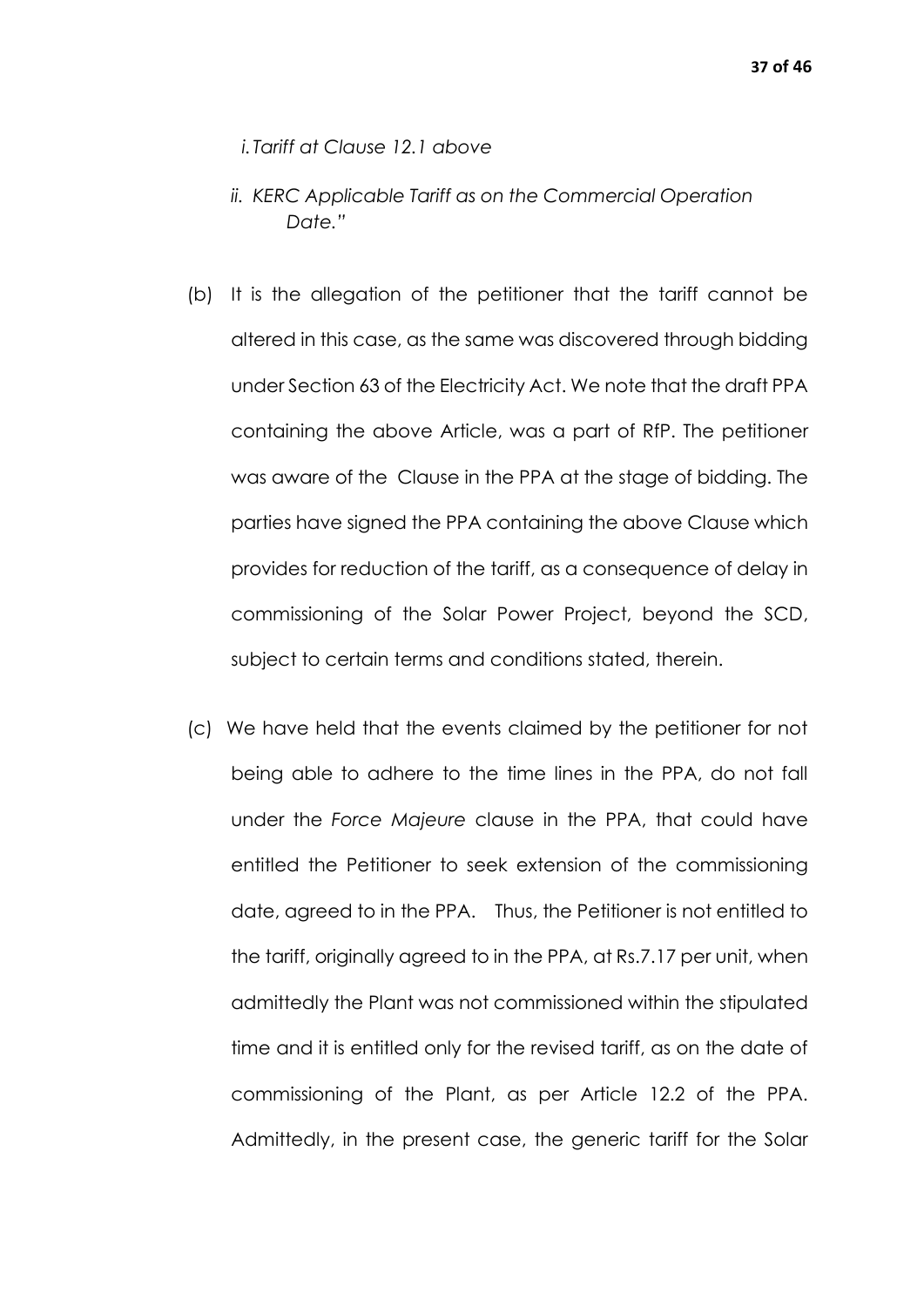*i. Tariff at Clause 12.1 above*

*ii. KERC Applicable Tariff as on the Commercial Operation Date."*

(b) It is the allegation of the petitioner that the tariff cannot be altered in this case, as the same was discovered through bidding under Section 63 of the Electricity Act. We note that the draft PPA containing the above Article, was a part of RfP. The petitioner was aware of the Clause in the PPA at the stage of bidding. The parties have signed the PPA containing the above Clause which provides for reduction of the tariff, as a consequence of delay in commissioning of the Solar Power Project, beyond the SCD, subject to certain terms and conditions stated, therein.

(c) We have held that the events claimed by the petitioner for not being able to adhere to the time lines in the PPA, do not fall under the *Force Majeure* clause in the PPA, that could have entitled the Petitioner to seek extension of the commissioning date, agreed to in the PPA. Thus, the Petitioner is not entitled to the tariff, originally agreed to in the PPA, at Rs.7.17 per unit, when admittedly the Plant was not commissioned within the stipulated time and it is entitled only for the revised tariff, as on the date of commissioning of the Plant, as per Article 12.2 of the PPA. Admittedly, in the present case, the generic tariff for the Solar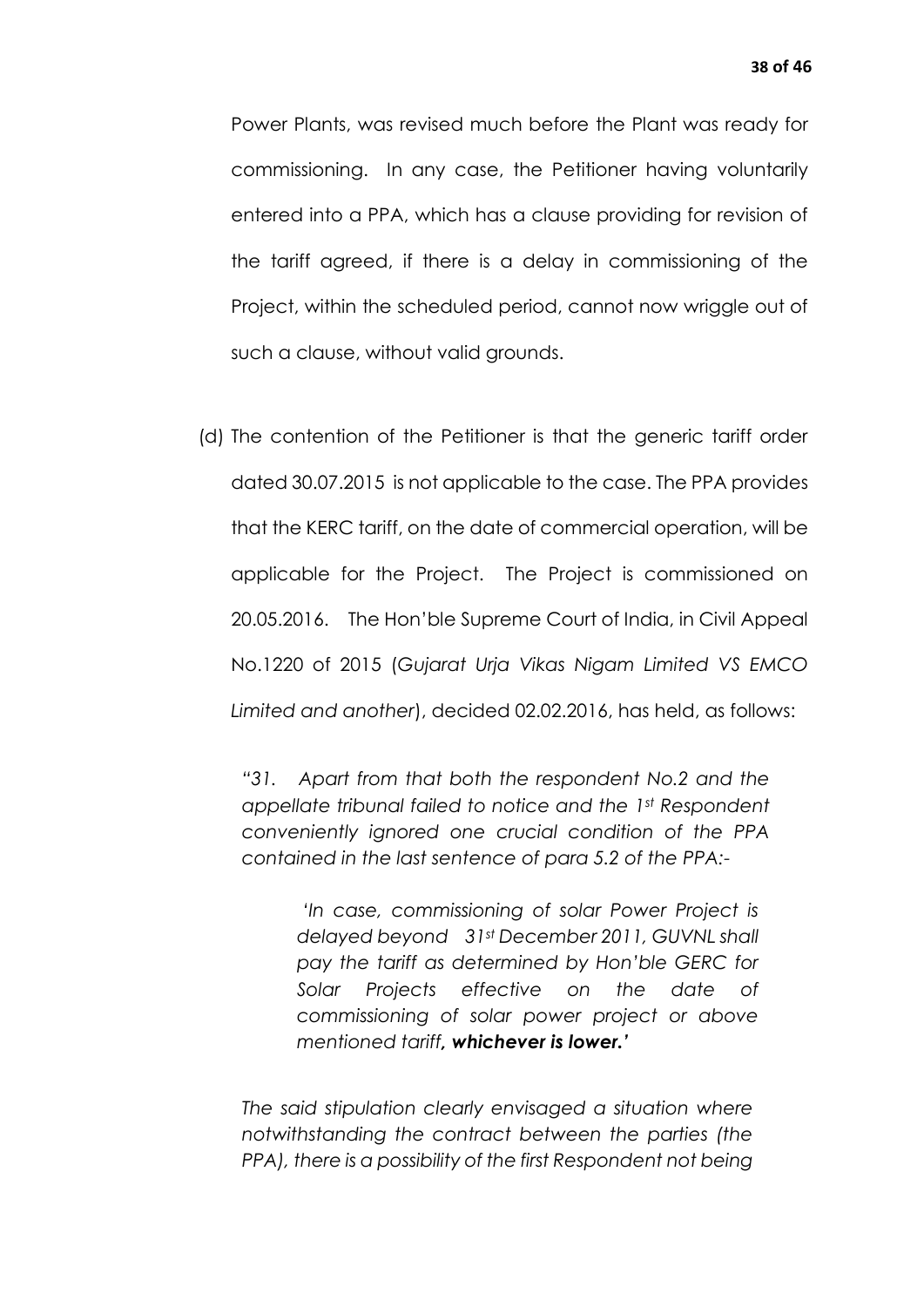Power Plants, was revised much before the Plant was ready for commissioning. In any case, the Petitioner having voluntarily entered into a PPA, which has a clause providing for revision of the tariff agreed, if there is a delay in commissioning of the Project, within the scheduled period, cannot now wriggle out of such a clause, without valid grounds.

(d) The contention of the Petitioner is that the generic tariff order dated 30.07.2015 is not applicable to the case. The PPA provides that the KERC tariff, on the date of commercial operation, will be applicable for the Project. The Project is commissioned on 20.05.2016. The Hon'ble Supreme Court of India, in Civil Appeal No.1220 of 2015 (*Gujarat Urja Vikas Nigam Limited VS EMCO Limited and another*), decided 02.02.2016, has held, as follows:

> *"31. Apart from that both the respondent No.2 and the appellate tribunal failed to notice and the 1st Respondent conveniently ignored one crucial condition of the PPA contained in the last sentence of para 5.2 of the PPA:-*
>
> > *'In case, commissioning of solar Power Project is delayed beyond 31st December 2011, GUVNL shall pay the tariff as determined by Hon'ble GERC for Solar Projects effective on the date of commissioning of solar power project or above mentioned tariff, **whichever is lower.**'*
>
> *The said stipulation clearly envisaged a situation where notwithstanding the contract between the parties (the PPA), there is a possibility of the first Respondent not being*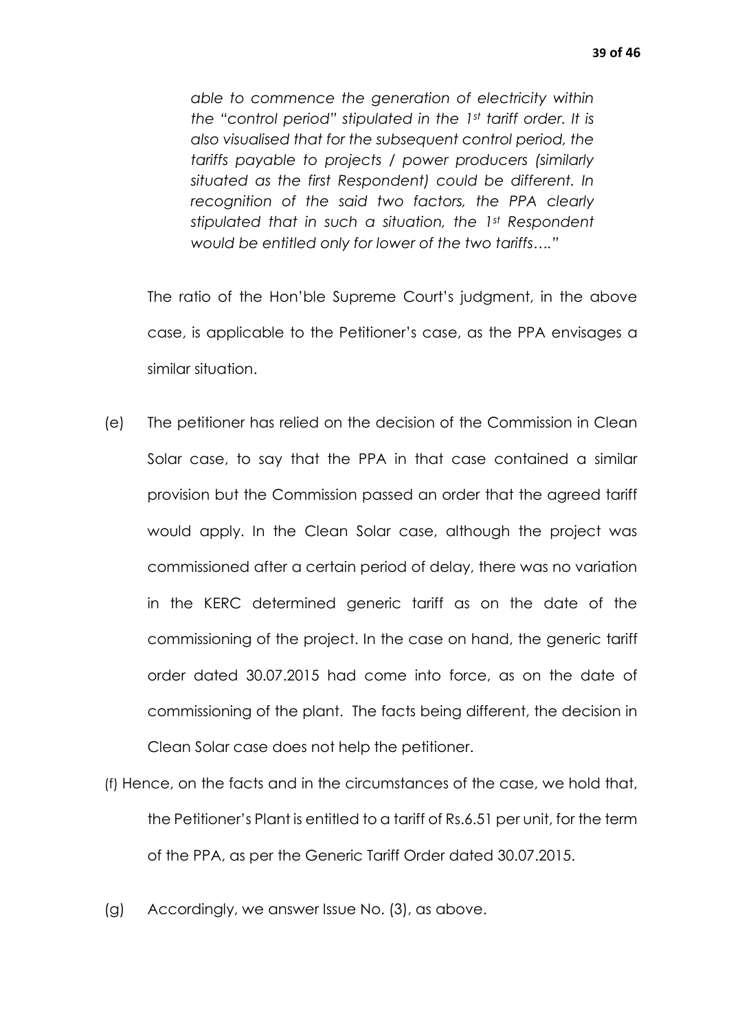*able to commence the generation of electricity within the "control period" stipulated in the 1st tariff order. It is also visualised that for the subsequent control period, the tariffs payable to projects / power producers (similarly situated as the first Respondent) could be different. In recognition of the said two factors, the PPA clearly stipulated that in such a situation, the 1st Respondent would be entitled only for lower of the two tariffs…."*

The ratio of the Hon'ble Supreme Court's judgment, in the above case, is applicable to the Petitioner's case, as the PPA envisages a similar situation.

(e) The petitioner has relied on the decision of the Commission in Clean Solar case, to say that the PPA in that case contained a similar provision but the Commission passed an order that the agreed tariff would apply. In the Clean Solar case, although the project was commissioned after a certain period of delay, there was no variation in the KERC determined generic tariff as on the date of the commissioning of the project. In the case on hand, the generic tariff order dated 30.07.2015 had come into force, as on the date of commissioning of the plant. The facts being different, the decision in Clean Solar case does not help the petitioner.

(f) Hence, on the facts and in the circumstances of the case, we hold that, the Petitioner's Plant is entitled to a tariff of Rs.6.51 per unit, for the term of the PPA, as per the Generic Tariff Order dated 30.07.2015.

(g) Accordingly, we answer Issue No. (3), as above.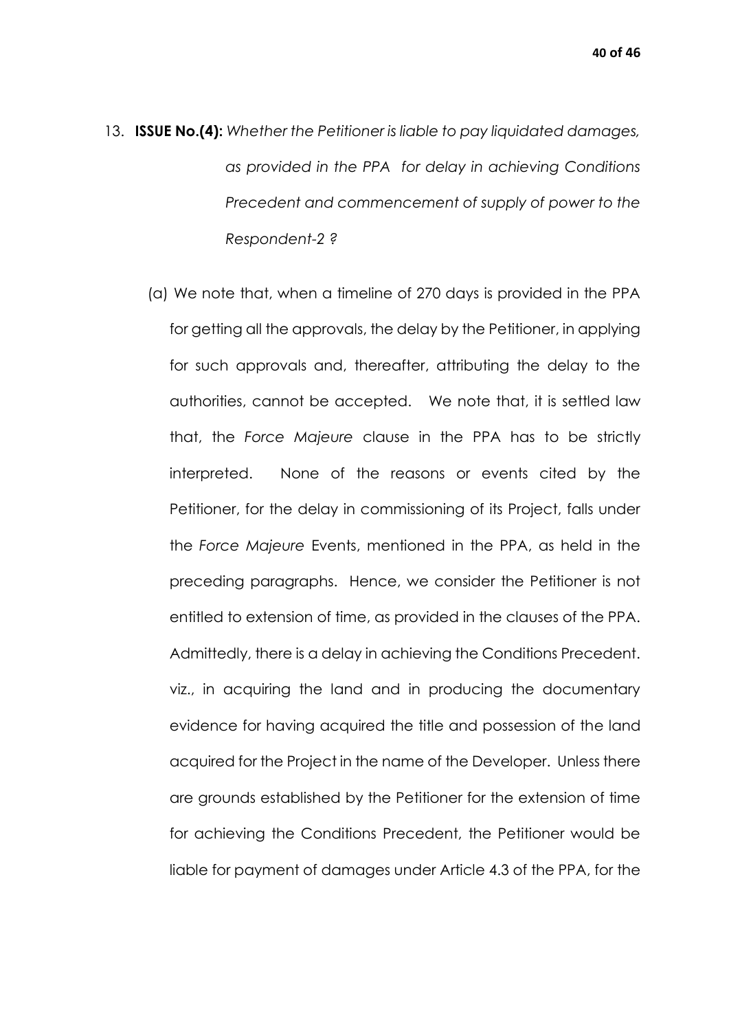13. **ISSUE No.(4):** *Whether the Petitioner is liable to pay liquidated damages, as provided in the PPA for delay in achieving Conditions Precedent and commencement of supply of power to the Respondent-2 ?*

    (a) We note that, when a timeline of 270 days is provided in the PPA for getting all the approvals, the delay by the Petitioner, in applying for such approvals and, thereafter, attributing the delay to the authorities, cannot be accepted. We note that, it is settled law that, the *Force Majeure* clause in the PPA has to be strictly interpreted. None of the reasons or events cited by the Petitioner, for the delay in commissioning of its Project, falls under the *Force Majeure* Events, mentioned in the PPA, as held in the preceding paragraphs. Hence, we consider the Petitioner is not entitled to extension of time, as provided in the clauses of the PPA. Admittedly, there is a delay in achieving the Conditions Precedent. viz., in acquiring the land and in producing the documentary evidence for having acquired the title and possession of the land acquired for the Project in the name of the Developer. Unless there are grounds established by the Petitioner for the extension of time for achieving the Conditions Precedent, the Petitioner would be liable for payment of damages under Article 4.3 of the PPA, for the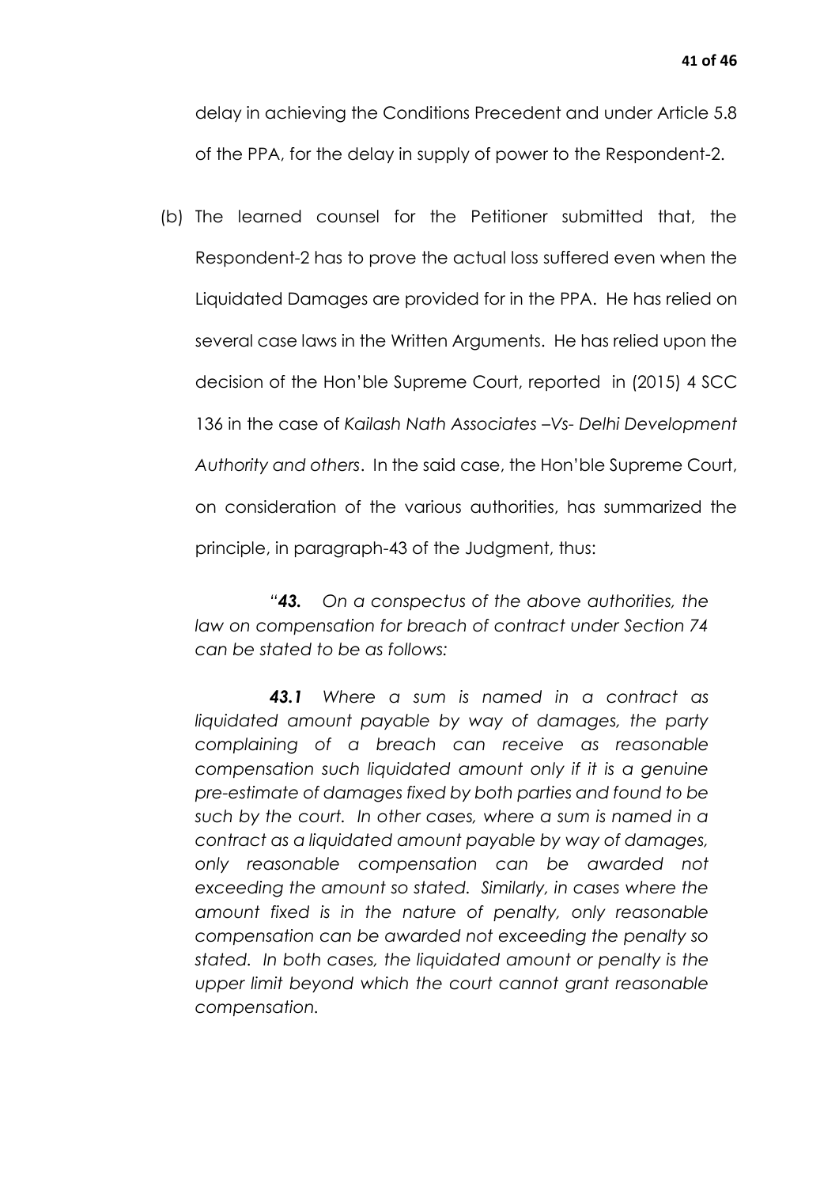delay in achieving the Conditions Precedent and under Article 5.8 of the PPA, for the delay in supply of power to the Respondent-2.

(b) The learned counsel for the Petitioner submitted that, the Respondent-2 has to prove the actual loss suffered even when the Liquidated Damages are provided for in the PPA. He has relied on several case laws in the Written Arguments. He has relied upon the decision of the Hon'ble Supreme Court, reported in (2015) 4 SCC 136 in the case of *Kailash Nath Associates –Vs- Delhi Development Authority and others*. In the said case, the Hon'ble Supreme Court, on consideration of the various authorities, has summarized the principle, in paragraph-43 of the Judgment, thus:

> *"**43.** On a conspectus of the above authorities, the law on compensation for breach of contract under Section 74 can be stated to be as follows:*
>
> ***43.1*** *Where a sum is named in a contract as liquidated amount payable by way of damages, the party complaining of a breach can receive as reasonable compensation such liquidated amount only if it is a genuine pre-estimate of damages fixed by both parties and found to be such by the court. In other cases, where a sum is named in a contract as a liquidated amount payable by way of damages, only reasonable compensation can be awarded not exceeding the amount so stated. Similarly, in cases where the amount fixed is in the nature of penalty, only reasonable compensation can be awarded not exceeding the penalty so stated. In both cases, the liquidated amount or penalty is the upper limit beyond which the court cannot grant reasonable compensation.*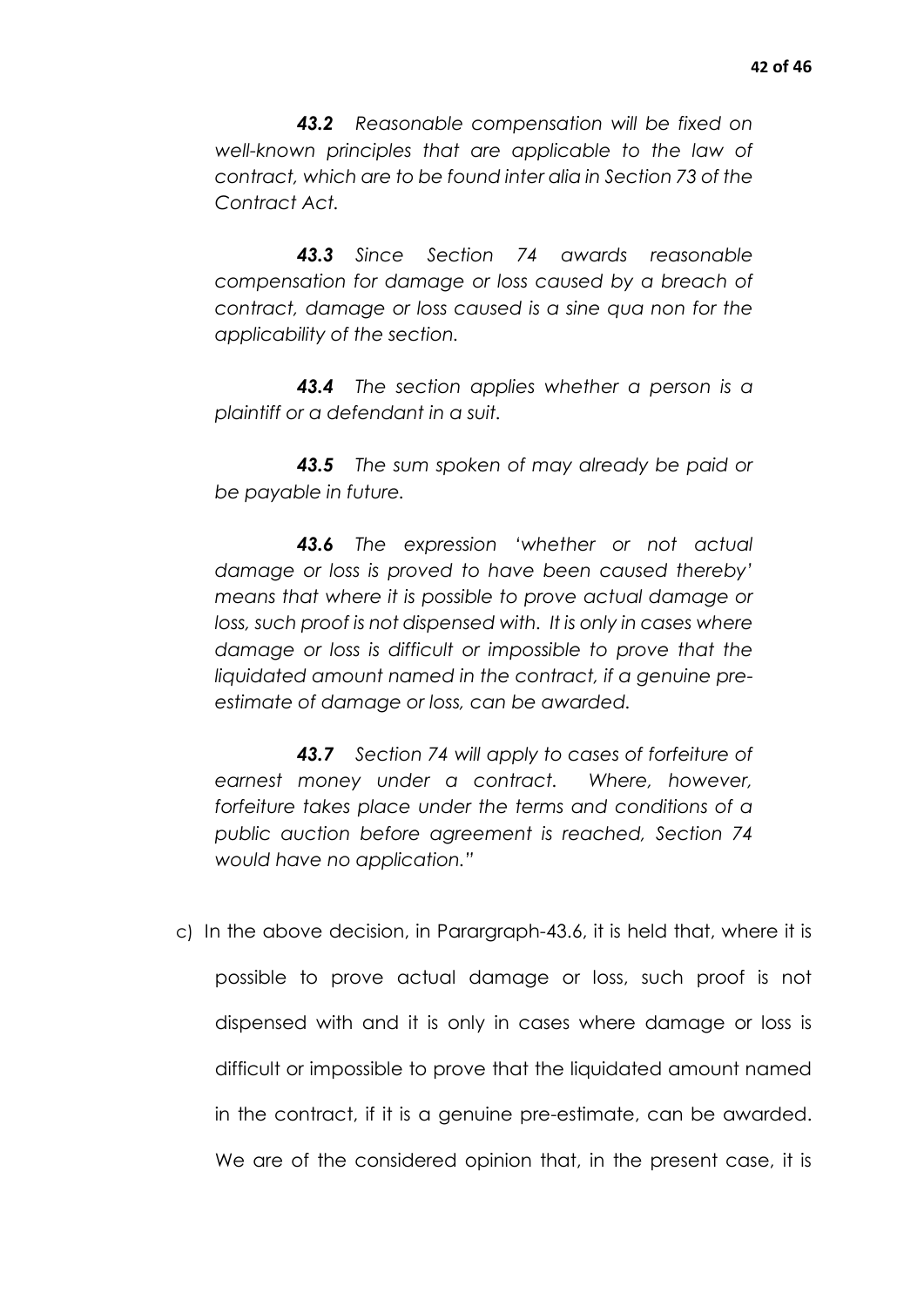*__43.2__ Reasonable compensation will be fixed on well-known principles that are applicable to the law of contract, which are to be found inter alia in Section 73 of the Contract Act.*

*__43.3__ Since Section 74 awards reasonable compensation for damage or loss caused by a breach of contract, damage or loss caused is a sine qua non for the applicability of the section.*

*__43.4__ The section applies whether a person is a plaintiff or a defendant in a suit.*

*__43.5__ The sum spoken of may already be paid or be payable in future.*

*__43.6__ The expression 'whether or not actual damage or loss is proved to have been caused thereby' means that where it is possible to prove actual damage or loss, such proof is not dispensed with. It is only in cases where damage or loss is difficult or impossible to prove that the liquidated amount named in the contract, if a genuine pre-estimate of damage or loss, can be awarded.*

*__43.7__ Section 74 will apply to cases of forfeiture of earnest money under a contract. Where, however, forfeiture takes place under the terms and conditions of a public auction before agreement is reached, Section 74 would have no application."*

c) In the above decision, in Parargraph-43.6, it is held that, where it is possible to prove actual damage or loss, such proof is not dispensed with and it is only in cases where damage or loss is difficult or impossible to prove that the liquidated amount named in the contract, if it is a genuine pre-estimate, can be awarded. We are of the considered opinion that, in the present case, it is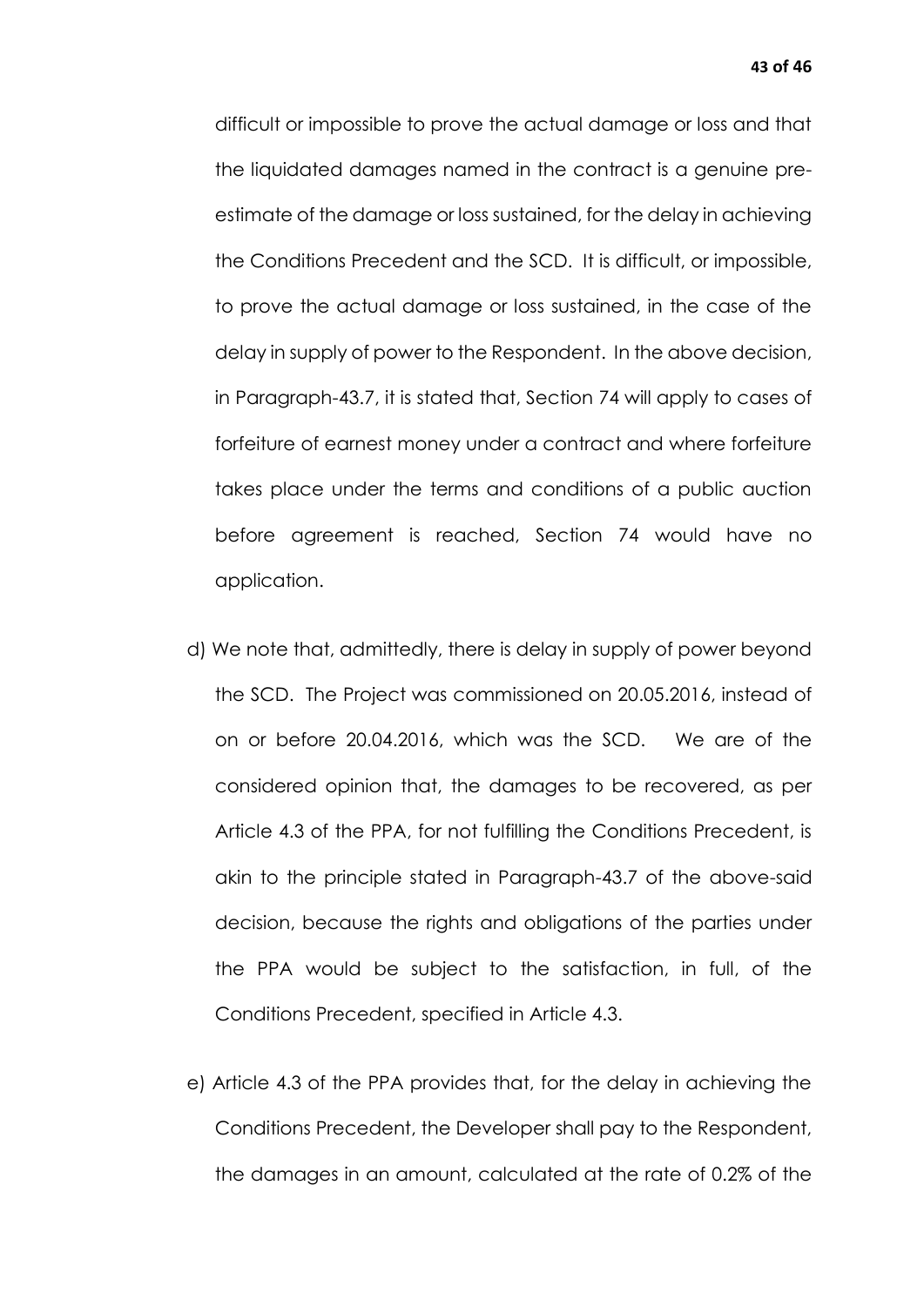difficult or impossible to prove the actual damage or loss and that the liquidated damages named in the contract is a genuine pre-estimate of the damage or loss sustained, for the delay in achieving the Conditions Precedent and the SCD. It is difficult, or impossible, to prove the actual damage or loss sustained, in the case of the delay in supply of power to the Respondent. In the above decision, in Paragraph-43.7, it is stated that, Section 74 will apply to cases of forfeiture of earnest money under a contract and where forfeiture takes place under the terms and conditions of a public auction before agreement is reached, Section 74 would have no application.

d) We note that, admittedly, there is delay in supply of power beyond the SCD. The Project was commissioned on 20.05.2016, instead of on or before 20.04.2016, which was the SCD. We are of the considered opinion that, the damages to be recovered, as per Article 4.3 of the PPA, for not fulfilling the Conditions Precedent, is akin to the principle stated in Paragraph-43.7 of the above-said decision, because the rights and obligations of the parties under the PPA would be subject to the satisfaction, in full, of the Conditions Precedent, specified in Article 4.3.

e) Article 4.3 of the PPA provides that, for the delay in achieving the Conditions Precedent, the Developer shall pay to the Respondent, the damages in an amount, calculated at the rate of 0.2% of the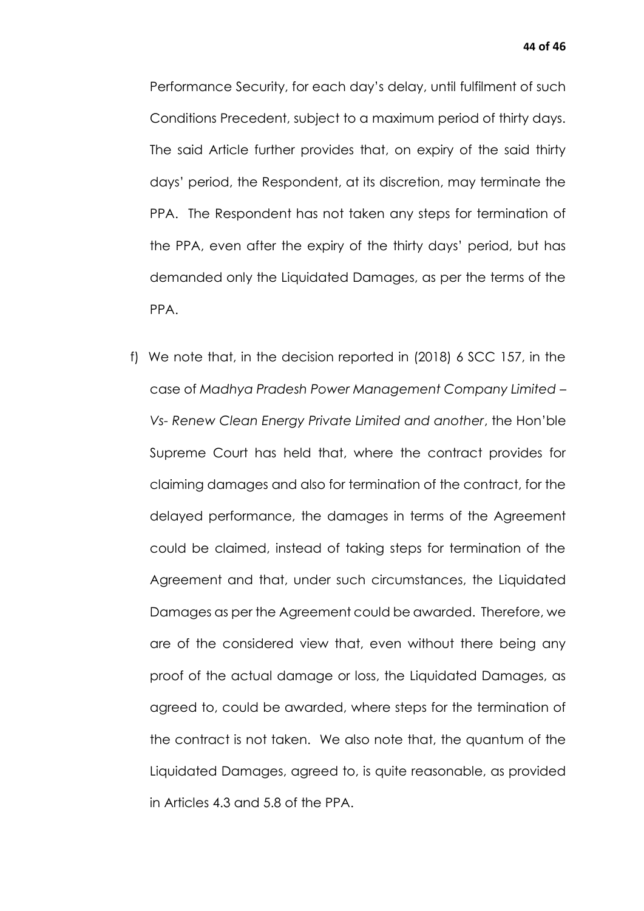Performance Security, for each day's delay, until fulfilment of such Conditions Precedent, subject to a maximum period of thirty days. The said Article further provides that, on expiry of the said thirty days' period, the Respondent, at its discretion, may terminate the PPA. The Respondent has not taken any steps for termination of the PPA, even after the expiry of the thirty days' period, but has demanded only the Liquidated Damages, as per the terms of the PPA.

f) We note that, in the decision reported in (2018) 6 SCC 157, in the case of *Madhya Pradesh Power Management Company Limited – Vs- Renew Clean Energy Private Limited and another*, the Hon'ble Supreme Court has held that, where the contract provides for claiming damages and also for termination of the contract, for the delayed performance, the damages in terms of the Agreement could be claimed, instead of taking steps for termination of the Agreement and that, under such circumstances, the Liquidated Damages as per the Agreement could be awarded. Therefore, we are of the considered view that, even without there being any proof of the actual damage or loss, the Liquidated Damages, as agreed to, could be awarded, where steps for the termination of the contract is not taken. We also note that, the quantum of the Liquidated Damages, agreed to, is quite reasonable, as provided in Articles 4.3 and 5.8 of the PPA.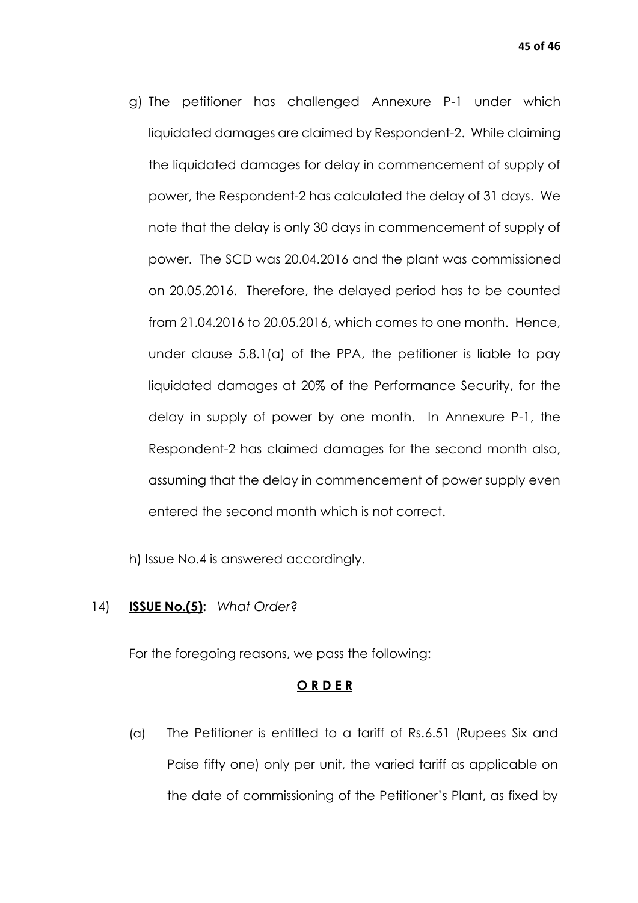g) The petitioner has challenged Annexure P-1 under which liquidated damages are claimed by Respondent-2. While claiming the liquidated damages for delay in commencement of supply of power, the Respondent-2 has calculated the delay of 31 days. We note that the delay is only 30 days in commencement of supply of power. The SCD was 20.04.2016 and the plant was commissioned on 20.05.2016. Therefore, the delayed period has to be counted from 21.04.2016 to 20.05.2016, which comes to one month. Hence, under clause 5.8.1(a) of the PPA, the petitioner is liable to pay liquidated damages at 20% of the Performance Security, for the delay in supply of power by one month. In Annexure P-1, the Respondent-2 has claimed damages for the second month also, assuming that the delay in commencement of power supply even entered the second month which is not correct.

h) Issue No.4 is answered accordingly.

14) **ISSUE No.(5):** *What Order*?

For the foregoing reasons, we pass the following:

**O R D E R**

(a) The Petitioner is entitled to a tariff of Rs.6.51 (Rupees Six and Paise fifty one) only per unit, the varied tariff as applicable on the date of commissioning of the Petitioner's Plant, as fixed by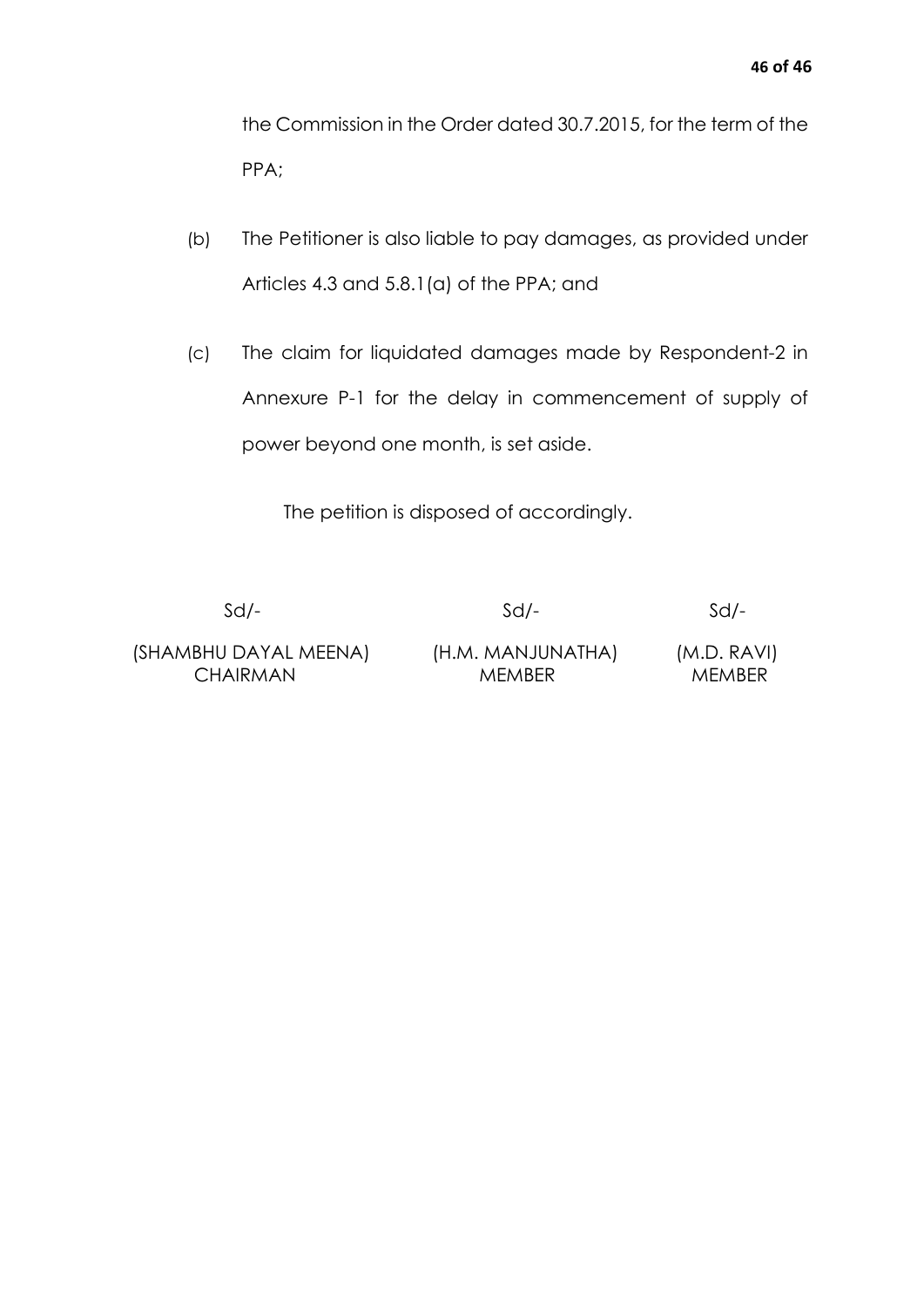the Commission in the Order dated 30.7.2015, for the term of the PPA;

(b) The Petitioner is also liable to pay damages, as provided under Articles 4.3 and 5.8.1(a) of the PPA; and

(c) The claim for liquidated damages made by Respondent-2 in Annexure P-1 for the delay in commencement of supply of power beyond one month, is set aside.

The petition is disposed of accordingly.

| | | |
|---|---|---|
| Sd/- | Sd/- | Sd/- |
| (SHAMBHU DAYAL MEENA) CHAIRMAN | (H.M. MANJUNATHA) MEMBER | (M.D. RAVI) MEMBER |